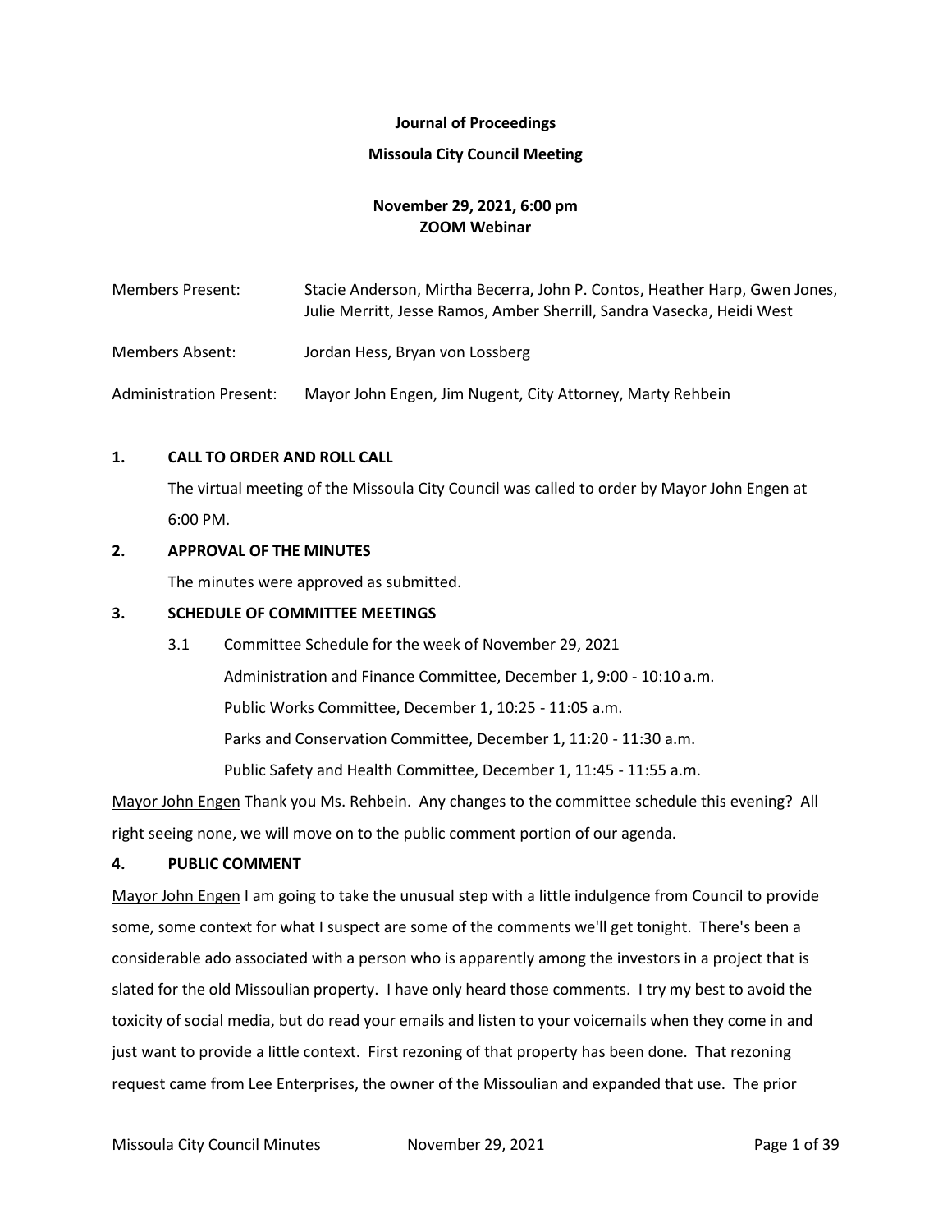# Journal of Proceedings

## Missoula City Council Meeting

**November 29, 2021, 6:00 pm**
**ZOOM Webinar**

| | |
|---|---|
| Members Present: | Stacie Anderson, Mirtha Becerra, John P. Contos, Heather Harp, Gwen Jones, Julie Merritt, Jesse Ramos, Amber Sherrill, Sandra Vasecka, Heidi West |
| Members Absent: | Jordan Hess, Bryan von Lossberg |
| Administration Present: | Mayor John Engen, Jim Nugent, City Attorney, Marty Rehbein |

### 1. CALL TO ORDER AND ROLL CALL

The virtual meeting of the Missoula City Council was called to order by Mayor John Engen at 6:00 PM.

### 2. APPROVAL OF THE MINUTES

The minutes were approved as submitted.

### 3. SCHEDULE OF COMMITTEE MEETINGS

3.1 Committee Schedule for the week of November 29, 2021

Administration and Finance Committee, December 1, 9:00 - 10:10 a.m.

Public Works Committee, December 1, 10:25 - 11:05 a.m.

Parks and Conservation Committee, December 1, 11:20 - 11:30 a.m.

Public Safety and Health Committee, December 1, 11:45 - 11:55 a.m.

Mayor John Engen Thank you Ms. Rehbein. Any changes to the committee schedule this evening? All right seeing none, we will move on to the public comment portion of our agenda.

### 4. PUBLIC COMMENT

Mayor John Engen I am going to take the unusual step with a little indulgence from Council to provide some, some context for what I suspect are some of the comments we'll get tonight. There's been a considerable ado associated with a person who is apparently among the investors in a project that is slated for the old Missoulian property. I have only heard those comments. I try my best to avoid the toxicity of social media, but do read your emails and listen to your voicemails when they come in and just want to provide a little context. First rezoning of that property has been done. That rezoning request came from Lee Enterprises, the owner of the Missoulian and expanded that use. The prior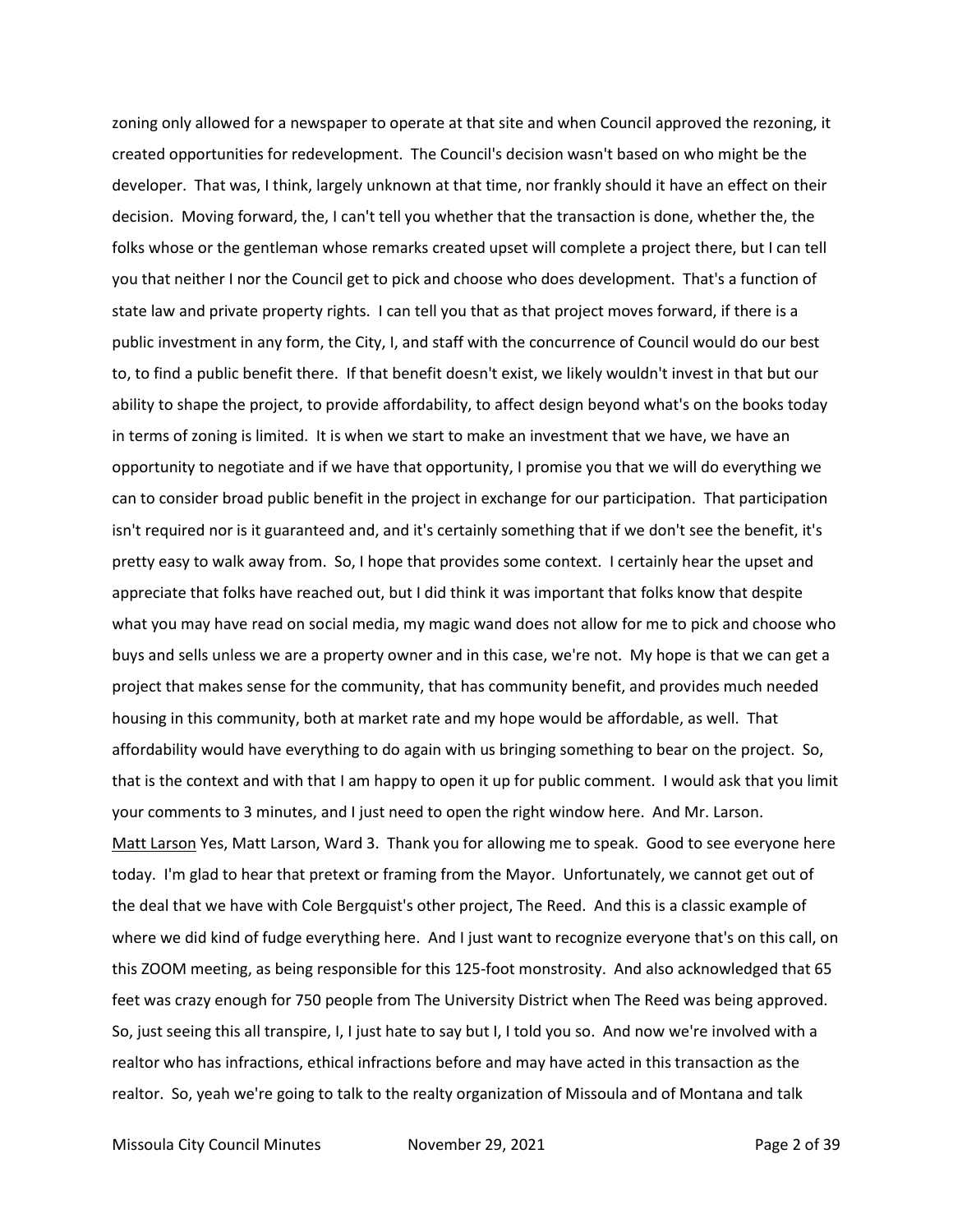zoning only allowed for a newspaper to operate at that site and when Council approved the rezoning, it created opportunities for redevelopment. The Council's decision wasn't based on who might be the developer. That was, I think, largely unknown at that time, nor frankly should it have an effect on their decision. Moving forward, the, I can't tell you whether that the transaction is done, whether the, the folks whose or the gentleman whose remarks created upset will complete a project there, but I can tell you that neither I nor the Council get to pick and choose who does development. That's a function of state law and private property rights. I can tell you that as that project moves forward, if there is a public investment in any form, the City, I, and staff with the concurrence of Council would do our best to, to find a public benefit there. If that benefit doesn't exist, we likely wouldn't invest in that but our ability to shape the project, to provide affordability, to affect design beyond what's on the books today in terms of zoning is limited. It is when we start to make an investment that we have, we have an opportunity to negotiate and if we have that opportunity, I promise you that we will do everything we can to consider broad public benefit in the project in exchange for our participation. That participation isn't required nor is it guaranteed and, and it's certainly something that if we don't see the benefit, it's pretty easy to walk away from. So, I hope that provides some context. I certainly hear the upset and appreciate that folks have reached out, but I did think it was important that folks know that despite what you may have read on social media, my magic wand does not allow for me to pick and choose who buys and sells unless we are a property owner and in this case, we're not. My hope is that we can get a project that makes sense for the community, that has community benefit, and provides much needed housing in this community, both at market rate and my hope would be affordable, as well. That affordability would have everything to do again with us bringing something to bear on the project. So, that is the context and with that I am happy to open it up for public comment. I would ask that you limit your comments to 3 minutes, and I just need to open the right window here. And Mr. Larson.

Matt Larson Yes, Matt Larson, Ward 3. Thank you for allowing me to speak. Good to see everyone here today. I'm glad to hear that pretext or framing from the Mayor. Unfortunately, we cannot get out of the deal that we have with Cole Bergquist's other project, The Reed. And this is a classic example of where we did kind of fudge everything here. And I just want to recognize everyone that's on this call, on this ZOOM meeting, as being responsible for this 125-foot monstrosity. And also acknowledged that 65 feet was crazy enough for 750 people from The University District when The Reed was being approved. So, just seeing this all transpire, I, I just hate to say but I, I told you so. And now we're involved with a realtor who has infractions, ethical infractions before and may have acted in this transaction as the realtor. So, yeah we're going to talk to the realty organization of Missoula and of Montana and talk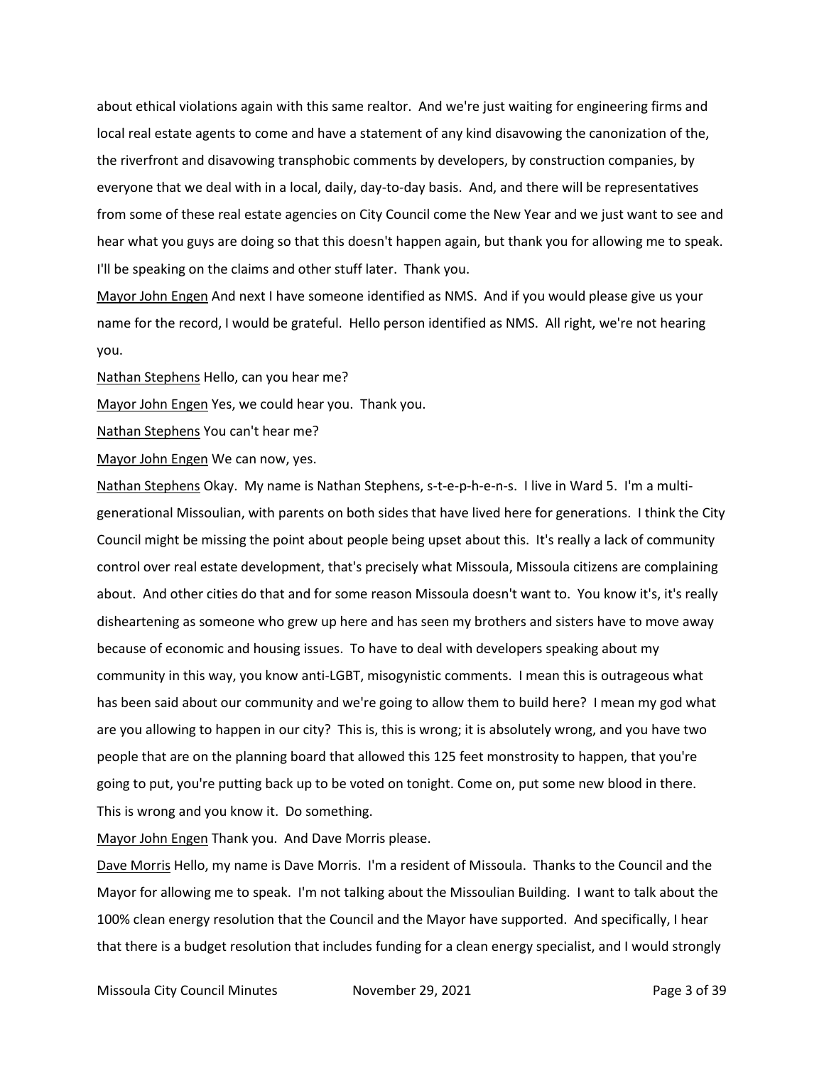about ethical violations again with this same realtor. And we're just waiting for engineering firms and local real estate agents to come and have a statement of any kind disavowing the canonization of the, the riverfront and disavowing transphobic comments by developers, by construction companies, by everyone that we deal with in a local, daily, day-to-day basis. And, and there will be representatives from some of these real estate agencies on City Council come the New Year and we just want to see and hear what you guys are doing so that this doesn't happen again, but thank you for allowing me to speak. I'll be speaking on the claims and other stuff later. Thank you.

Mayor John Engen And next I have someone identified as NMS. And if you would please give us your name for the record, I would be grateful. Hello person identified as NMS. All right, we're not hearing you.

Nathan Stephens Hello, can you hear me?

Mayor John Engen Yes, we could hear you. Thank you.

Nathan Stephens You can't hear me?

Mayor John Engen We can now, yes.

Nathan Stephens Okay. My name is Nathan Stephens, s-t-e-p-h-e-n-s. I live in Ward 5. I'm a multi-generational Missoulian, with parents on both sides that have lived here for generations. I think the City Council might be missing the point about people being upset about this. It's really a lack of community control over real estate development, that's precisely what Missoula, Missoula citizens are complaining about. And other cities do that and for some reason Missoula doesn't want to. You know it's, it's really disheartening as someone who grew up here and has seen my brothers and sisters have to move away because of economic and housing issues. To have to deal with developers speaking about my community in this way, you know anti-LGBT, misogynistic comments. I mean this is outrageous what has been said about our community and we're going to allow them to build here? I mean my god what are you allowing to happen in our city? This is, this is wrong; it is absolutely wrong, and you have two people that are on the planning board that allowed this 125 feet monstrosity to happen, that you're going to put, you're putting back up to be voted on tonight. Come on, put some new blood in there. This is wrong and you know it. Do something.

Mayor John Engen Thank you. And Dave Morris please.

Dave Morris Hello, my name is Dave Morris. I'm a resident of Missoula. Thanks to the Council and the Mayor for allowing me to speak. I'm not talking about the Missoulian Building. I want to talk about the 100% clean energy resolution that the Council and the Mayor have supported. And specifically, I hear that there is a budget resolution that includes funding for a clean energy specialist, and I would strongly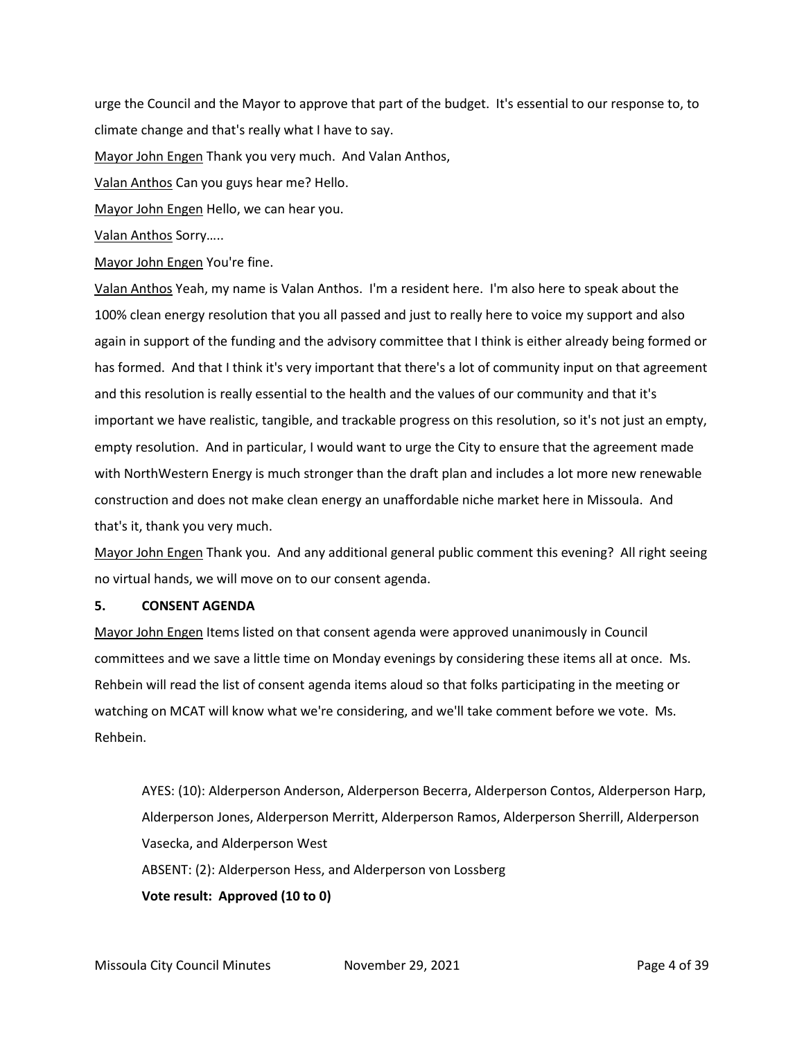urge the Council and the Mayor to approve that part of the budget. It's essential to our response to, to climate change and that's really what I have to say.

Mayor John Engen Thank you very much. And Valan Anthos,

Valan Anthos Can you guys hear me? Hello.

Mayor John Engen Hello, we can hear you.

Valan Anthos Sorry.....

Mayor John Engen You're fine.

Valan Anthos Yeah, my name is Valan Anthos. I'm a resident here. I'm also here to speak about the 100% clean energy resolution that you all passed and just to really here to voice my support and also again in support of the funding and the advisory committee that I think is either already being formed or has formed. And that I think it's very important that there's a lot of community input on that agreement and this resolution is really essential to the health and the values of our community and that it's important we have realistic, tangible, and trackable progress on this resolution, so it's not just an empty, empty resolution. And in particular, I would want to urge the City to ensure that the agreement made with NorthWestern Energy is much stronger than the draft plan and includes a lot more new renewable construction and does not make clean energy an unaffordable niche market here in Missoula. And that's it, thank you very much.

Mayor John Engen Thank you. And any additional general public comment this evening? All right seeing no virtual hands, we will move on to our consent agenda.

**5. CONSENT AGENDA**

Mayor John Engen Items listed on that consent agenda were approved unanimously in Council committees and we save a little time on Monday evenings by considering these items all at once. Ms. Rehbein will read the list of consent agenda items aloud so that folks participating in the meeting or watching on MCAT will know what we're considering, and we'll take comment before we vote. Ms. Rehbein.

AYES: (10): Alderperson Anderson, Alderperson Becerra, Alderperson Contos, Alderperson Harp, Alderperson Jones, Alderperson Merritt, Alderperson Ramos, Alderperson Sherrill, Alderperson Vasecka, and Alderperson West

ABSENT: (2): Alderperson Hess, and Alderperson von Lossberg

**Vote result: Approved (10 to 0)**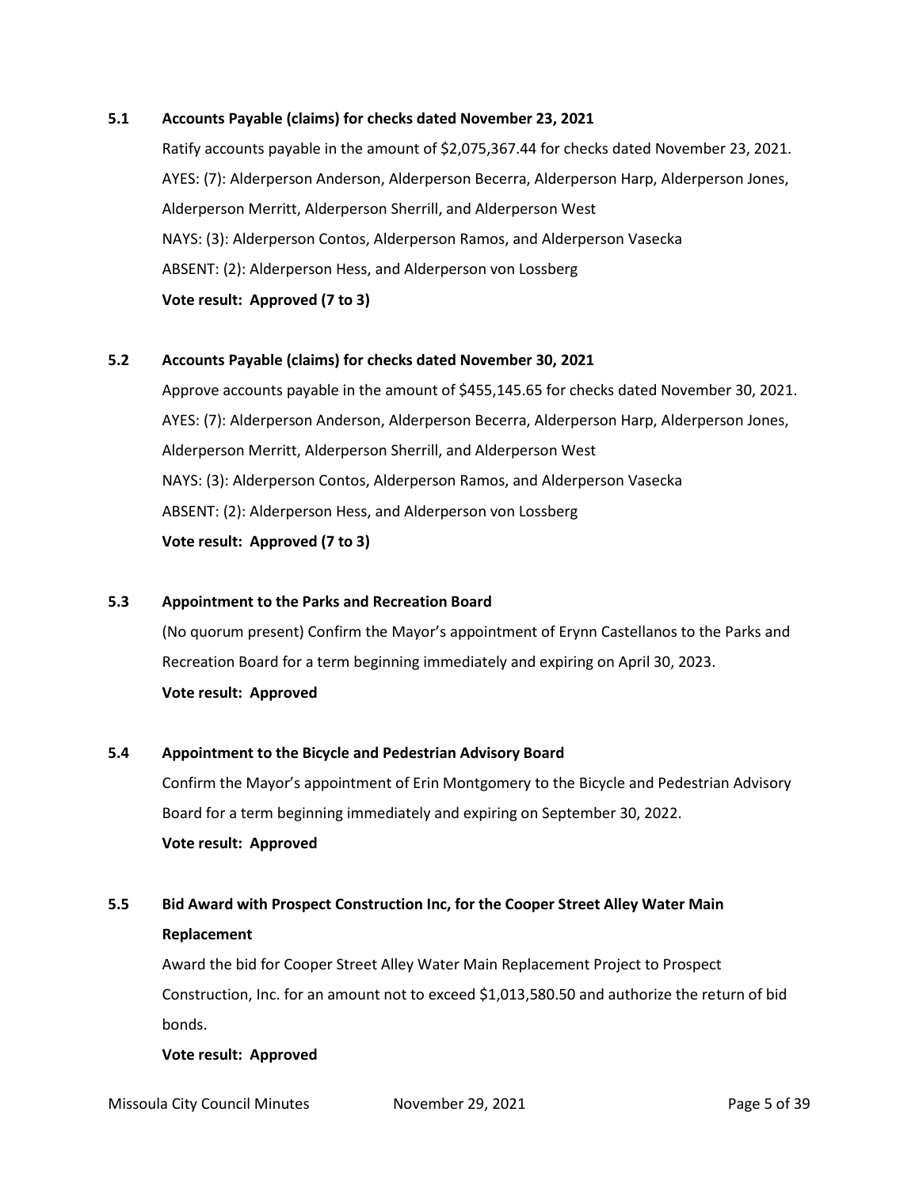### 5.1 Accounts Payable (claims) for checks dated November 23, 2021

Ratify accounts payable in the amount of $2,075,367.44 for checks dated November 23, 2021.

AYES: (7): Alderperson Anderson, Alderperson Becerra, Alderperson Harp, Alderperson Jones, Alderperson Merritt, Alderperson Sherrill, and Alderperson West

NAYS: (3): Alderperson Contos, Alderperson Ramos, and Alderperson Vasecka

ABSENT: (2): Alderperson Hess, and Alderperson von Lossberg

**Vote result: Approved (7 to 3)**

### 5.2 Accounts Payable (claims) for checks dated November 30, 2021

Approve accounts payable in the amount of $455,145.65 for checks dated November 30, 2021.

AYES: (7): Alderperson Anderson, Alderperson Becerra, Alderperson Harp, Alderperson Jones, Alderperson Merritt, Alderperson Sherrill, and Alderperson West

NAYS: (3): Alderperson Contos, Alderperson Ramos, and Alderperson Vasecka

ABSENT: (2): Alderperson Hess, and Alderperson von Lossberg

**Vote result: Approved (7 to 3)**

### 5.3 Appointment to the Parks and Recreation Board

(No quorum present) Confirm the Mayor's appointment of Erynn Castellanos to the Parks and Recreation Board for a term beginning immediately and expiring on April 30, 2023.

**Vote result: Approved**

### 5.4 Appointment to the Bicycle and Pedestrian Advisory Board

Confirm the Mayor's appointment of Erin Montgomery to the Bicycle and Pedestrian Advisory Board for a term beginning immediately and expiring on September 30, 2022.

**Vote result: Approved**

### 5.5 Bid Award with Prospect Construction Inc, for the Cooper Street Alley Water Main Replacement

Award the bid for Cooper Street Alley Water Main Replacement Project to Prospect Construction, Inc. for an amount not to exceed $1,013,580.50 and authorize the return of bid bonds.

**Vote result: Approved**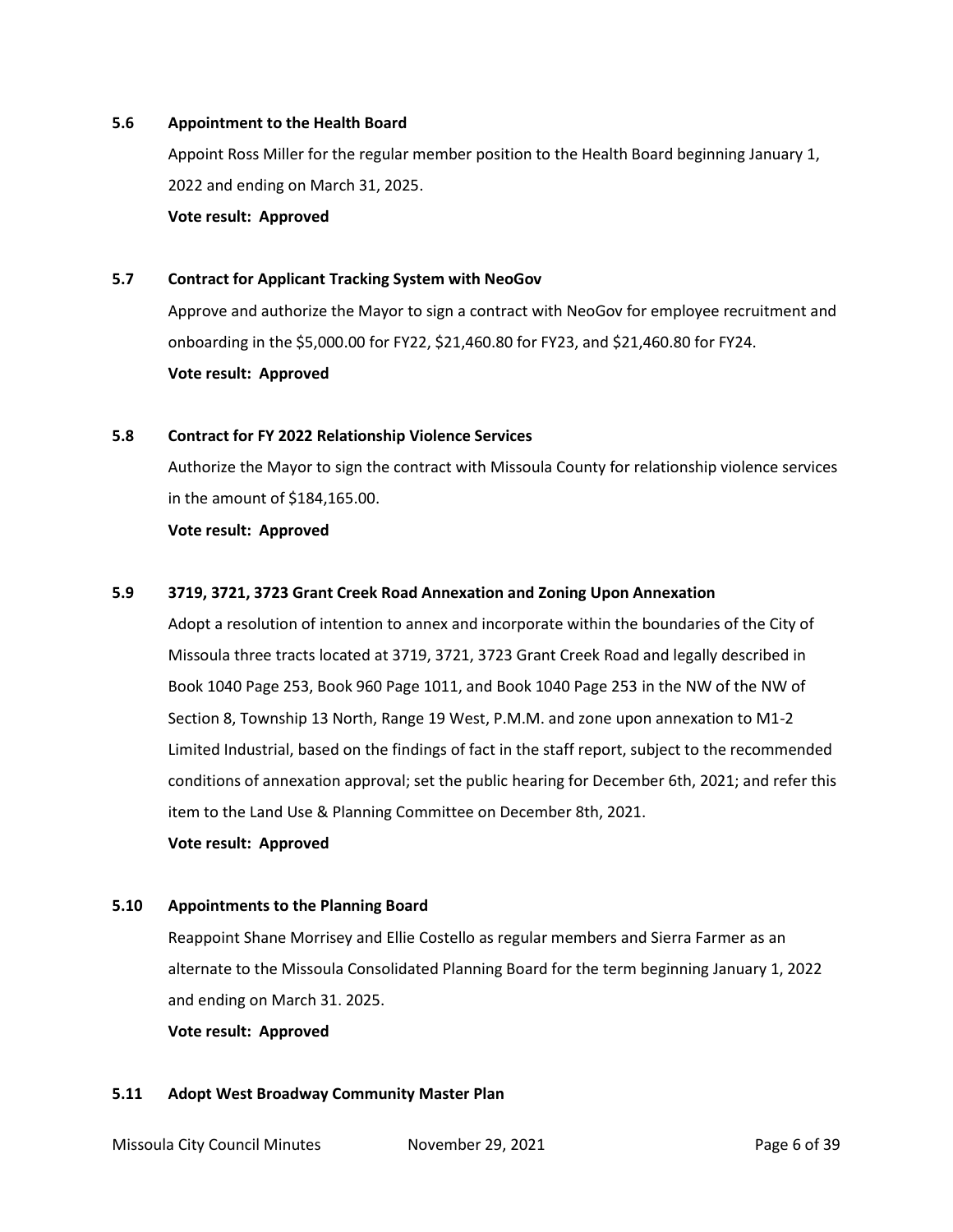### 5.6 Appointment to the Health Board

Appoint Ross Miller for the regular member position to the Health Board beginning January 1, 2022 and ending on March 31, 2025.

**Vote result: Approved**

### 5.7 Contract for Applicant Tracking System with NeoGov

Approve and authorize the Mayor to sign a contract with NeoGov for employee recruitment and onboarding in the $5,000.00 for FY22, $21,460.80 for FY23, and $21,460.80 for FY24.

**Vote result: Approved**

### 5.8 Contract for FY 2022 Relationship Violence Services

Authorize the Mayor to sign the contract with Missoula County for relationship violence services in the amount of $184,165.00.

**Vote result: Approved**

### 5.9 3719, 3721, 3723 Grant Creek Road Annexation and Zoning Upon Annexation

Adopt a resolution of intention to annex and incorporate within the boundaries of the City of Missoula three tracts located at 3719, 3721, 3723 Grant Creek Road and legally described in Book 1040 Page 253, Book 960 Page 1011, and Book 1040 Page 253 in the NW of the NW of Section 8, Township 13 North, Range 19 West, P.M.M. and zone upon annexation to M1-2 Limited Industrial, based on the findings of fact in the staff report, subject to the recommended conditions of annexation approval; set the public hearing for December 6th, 2021; and refer this item to the Land Use & Planning Committee on December 8th, 2021.

**Vote result: Approved**

### 5.10 Appointments to the Planning Board

Reappoint Shane Morrisey and Ellie Costello as regular members and Sierra Farmer as an alternate to the Missoula Consolidated Planning Board for the term beginning January 1, 2022 and ending on March 31. 2025.

**Vote result: Approved**

### 5.11 Adopt West Broadway Community Master Plan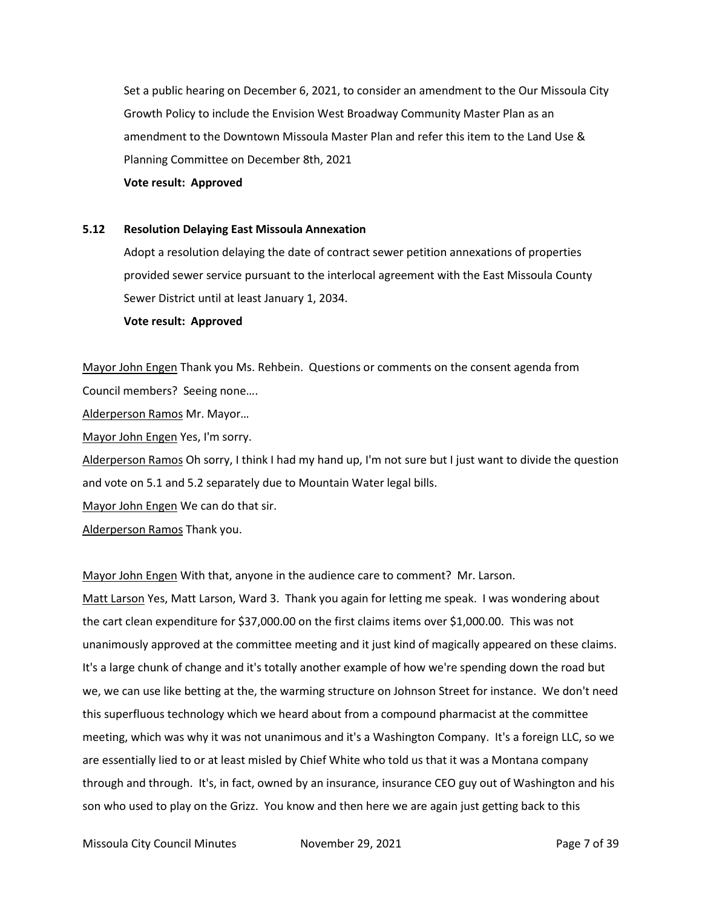Set a public hearing on December 6, 2021, to consider an amendment to the Our Missoula City Growth Policy to include the Envision West Broadway Community Master Plan as an amendment to the Downtown Missoula Master Plan and refer this item to the Land Use & Planning Committee on December 8th, 2021

**Vote result: Approved**

### 5.12 Resolution Delaying East Missoula Annexation

Adopt a resolution delaying the date of contract sewer petition annexations of properties provided sewer service pursuant to the interlocal agreement with the East Missoula County Sewer District until at least January 1, 2034.

**Vote result: Approved**

Mayor John Engen Thank you Ms. Rehbein. Questions or comments on the consent agenda from Council members? Seeing none….

Alderperson Ramos Mr. Mayor…

Mayor John Engen Yes, I'm sorry.

Alderperson Ramos Oh sorry, I think I had my hand up, I'm not sure but I just want to divide the question and vote on 5.1 and 5.2 separately due to Mountain Water legal bills.

Mayor John Engen We can do that sir.

Alderperson Ramos Thank you.

Mayor John Engen With that, anyone in the audience care to comment? Mr. Larson.

Matt Larson Yes, Matt Larson, Ward 3. Thank you again for letting me speak. I was wondering about the cart clean expenditure for $37,000.00 on the first claims items over $1,000.00. This was not unanimously approved at the committee meeting and it just kind of magically appeared on these claims. It's a large chunk of change and it's totally another example of how we're spending down the road but we, we can use like betting at the, the warming structure on Johnson Street for instance. We don't need this superfluous technology which we heard about from a compound pharmacist at the committee meeting, which was why it was not unanimous and it's a Washington Company. It's a foreign LLC, so we are essentially lied to or at least misled by Chief White who told us that it was a Montana company through and through. It's, in fact, owned by an insurance, insurance CEO guy out of Washington and his son who used to play on the Grizz. You know and then here we are again just getting back to this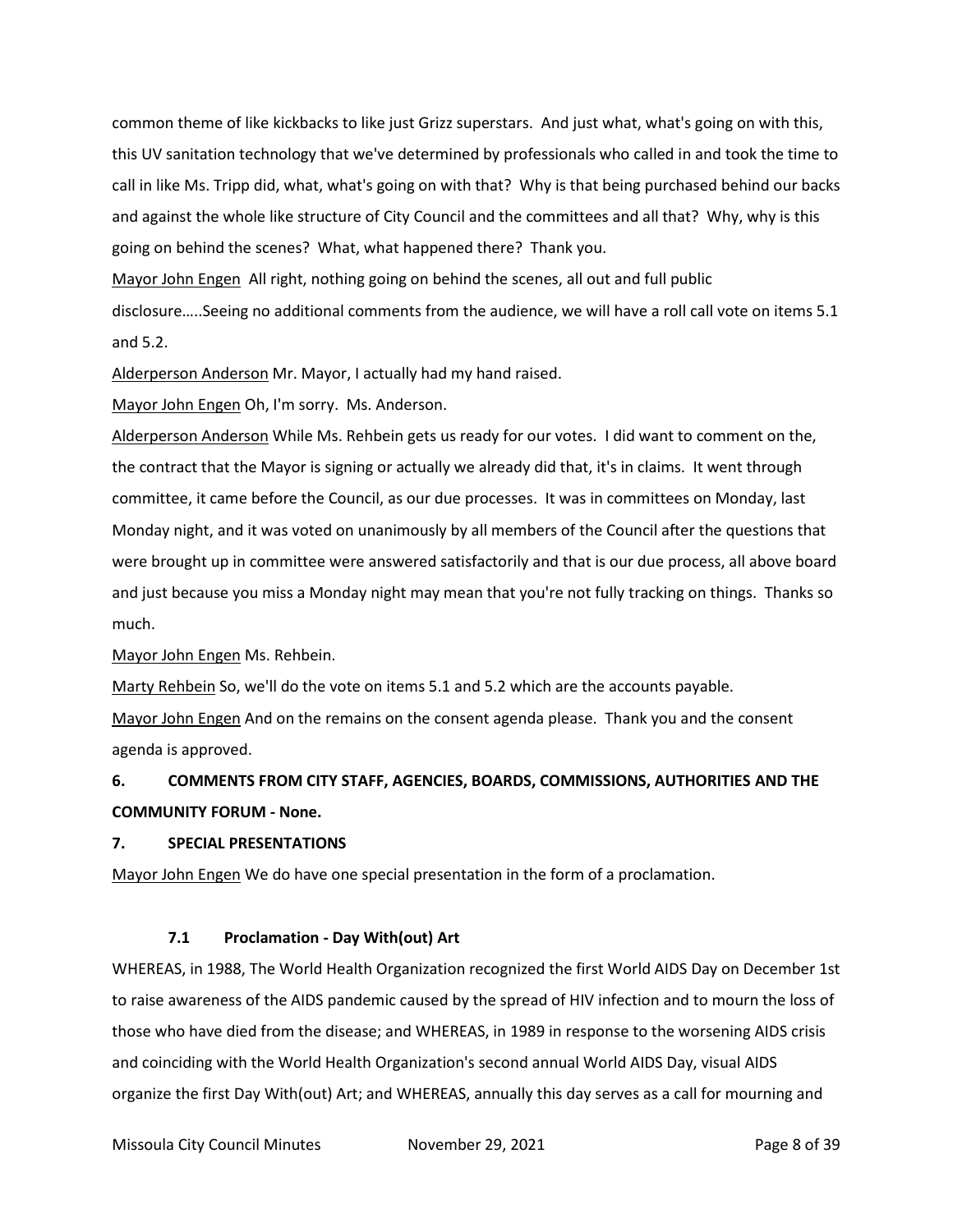common theme of like kickbacks to like just Grizz superstars. And just what, what's going on with this, this UV sanitation technology that we've determined by professionals who called in and took the time to call in like Ms. Tripp did, what, what's going on with that? Why is that being purchased behind our backs and against the whole like structure of City Council and the committees and all that? Why, why is this going on behind the scenes? What, what happened there? Thank you.

Mayor John Engen All right, nothing going on behind the scenes, all out and full public disclosure.....Seeing no additional comments from the audience, we will have a roll call vote on items 5.1 and 5.2.

Alderperson Anderson Mr. Mayor, I actually had my hand raised.

Mayor John Engen Oh, I'm sorry. Ms. Anderson.

Alderperson Anderson While Ms. Rehbein gets us ready for our votes. I did want to comment on the, the contract that the Mayor is signing or actually we already did that, it's in claims. It went through committee, it came before the Council, as our due processes. It was in committees on Monday, last Monday night, and it was voted on unanimously by all members of the Council after the questions that were brought up in committee were answered satisfactorily and that is our due process, all above board and just because you miss a Monday night may mean that you're not fully tracking on things. Thanks so much.

Mayor John Engen Ms. Rehbein.

Marty Rehbein So, we'll do the vote on items 5.1 and 5.2 which are the accounts payable.

Mayor John Engen And on the remains on the consent agenda please. Thank you and the consent agenda is approved.

## 6. COMMENTS FROM CITY STAFF, AGENCIES, BOARDS, COMMISSIONS, AUTHORITIES AND THE COMMUNITY FORUM - None.

## 7. SPECIAL PRESENTATIONS

Mayor John Engen We do have one special presentation in the form of a proclamation.

### 7.1 Proclamation - Day With(out) Art

WHEREAS, in 1988, The World Health Organization recognized the first World AIDS Day on December 1st to raise awareness of the AIDS pandemic caused by the spread of HIV infection and to mourn the loss of those who have died from the disease; and WHEREAS, in 1989 in response to the worsening AIDS crisis and coinciding with the World Health Organization's second annual World AIDS Day, visual AIDS organize the first Day With(out) Art; and WHEREAS, annually this day serves as a call for mourning and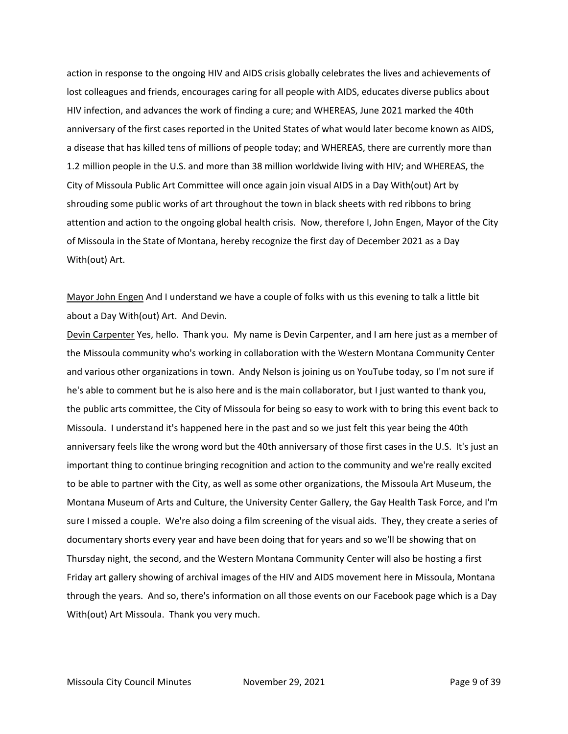action in response to the ongoing HIV and AIDS crisis globally celebrates the lives and achievements of lost colleagues and friends, encourages caring for all people with AIDS, educates diverse publics about HIV infection, and advances the work of finding a cure; and WHEREAS, June 2021 marked the 40th anniversary of the first cases reported in the United States of what would later become known as AIDS, a disease that has killed tens of millions of people today; and WHEREAS, there are currently more than 1.2 million people in the U.S. and more than 38 million worldwide living with HIV; and WHEREAS, the City of Missoula Public Art Committee will once again join visual AIDS in a Day With(out) Art by shrouding some public works of art throughout the town in black sheets with red ribbons to bring attention and action to the ongoing global health crisis. Now, therefore I, John Engen, Mayor of the City of Missoula in the State of Montana, hereby recognize the first day of December 2021 as a Day With(out) Art.

<u>Mayor John Engen</u> And I understand we have a couple of folks with us this evening to talk a little bit about a Day With(out) Art. And Devin.

<u>Devin Carpenter</u> Yes, hello. Thank you. My name is Devin Carpenter, and I am here just as a member of the Missoula community who's working in collaboration with the Western Montana Community Center and various other organizations in town. Andy Nelson is joining us on YouTube today, so I'm not sure if he's able to comment but he is also here and is the main collaborator, but I just wanted to thank you, the public arts committee, the City of Missoula for being so easy to work with to bring this event back to Missoula. I understand it's happened here in the past and so we just felt this year being the 40th anniversary feels like the wrong word but the 40th anniversary of those first cases in the U.S. It's just an important thing to continue bringing recognition and action to the community and we're really excited to be able to partner with the City, as well as some other organizations, the Missoula Art Museum, the Montana Museum of Arts and Culture, the University Center Gallery, the Gay Health Task Force, and I'm sure I missed a couple. We're also doing a film screening of the visual aids. They, they create a series of documentary shorts every year and have been doing that for years and so we'll be showing that on Thursday night, the second, and the Western Montana Community Center will also be hosting a first Friday art gallery showing of archival images of the HIV and AIDS movement here in Missoula, Montana through the years. And so, there's information on all those events on our Facebook page which is a Day With(out) Art Missoula. Thank you very much.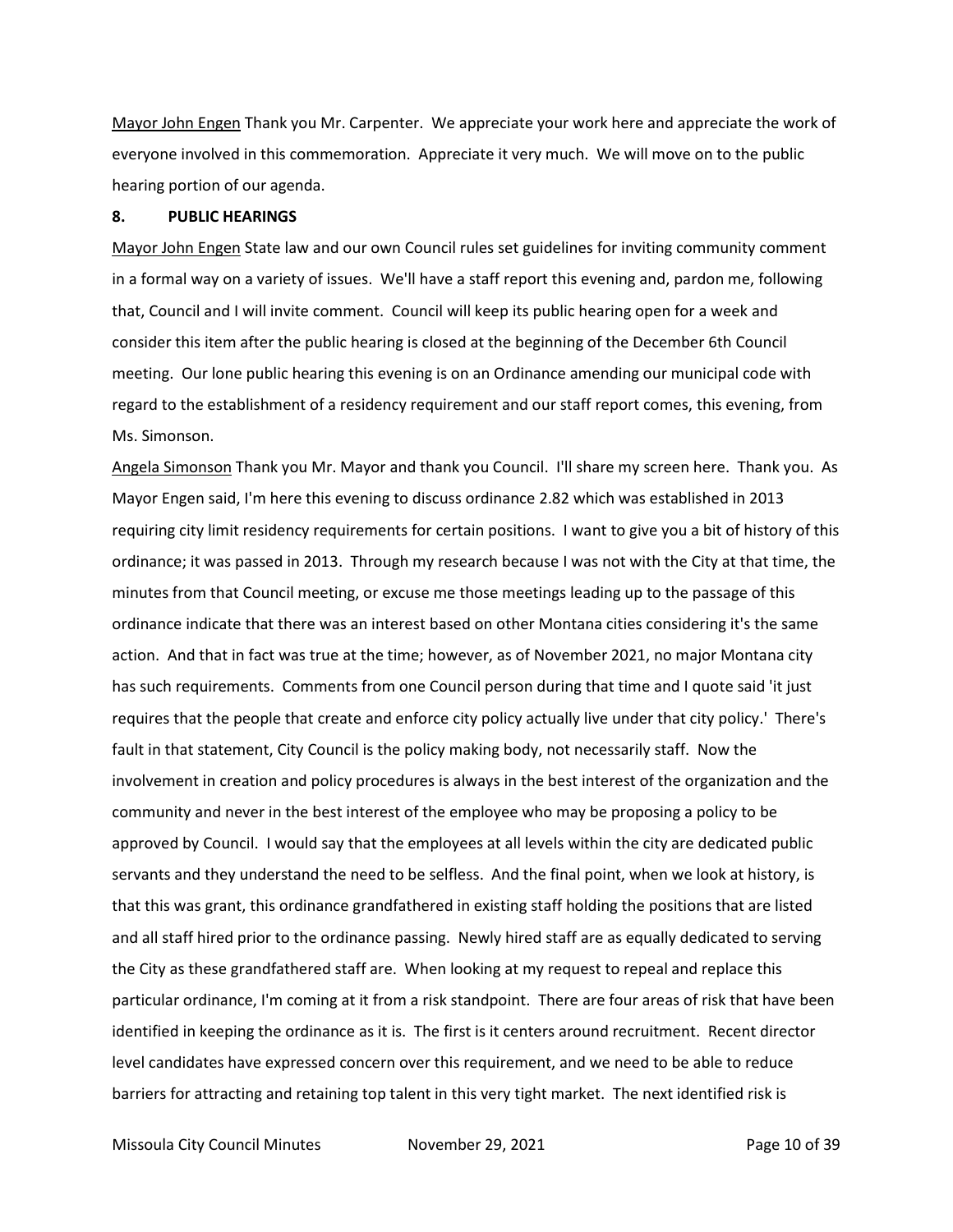<u>Mayor John Engen</u> Thank you Mr. Carpenter. We appreciate your work here and appreciate the work of everyone involved in this commemoration. Appreciate it very much. We will move on to the public hearing portion of our agenda.

**8. PUBLIC HEARINGS**

<u>Mayor John Engen</u> State law and our own Council rules set guidelines for inviting community comment in a formal way on a variety of issues. We'll have a staff report this evening and, pardon me, following that, Council and I will invite comment. Council will keep its public hearing open for a week and consider this item after the public hearing is closed at the beginning of the December 6th Council meeting. Our lone public hearing this evening is on an Ordinance amending our municipal code with regard to the establishment of a residency requirement and our staff report comes, this evening, from Ms. Simonson.

<u>Angela Simonson</u> Thank you Mr. Mayor and thank you Council. I'll share my screen here. Thank you. As Mayor Engen said, I'm here this evening to discuss ordinance 2.82 which was established in 2013 requiring city limit residency requirements for certain positions. I want to give you a bit of history of this ordinance; it was passed in 2013. Through my research because I was not with the City at that time, the minutes from that Council meeting, or excuse me those meetings leading up to the passage of this ordinance indicate that there was an interest based on other Montana cities considering it's the same action. And that in fact was true at the time; however, as of November 2021, no major Montana city has such requirements. Comments from one Council person during that time and I quote said 'it just requires that the people that create and enforce city policy actually live under that city policy.' There's fault in that statement, City Council is the policy making body, not necessarily staff. Now the involvement in creation and policy procedures is always in the best interest of the organization and the community and never in the best interest of the employee who may be proposing a policy to be approved by Council. I would say that the employees at all levels within the city are dedicated public servants and they understand the need to be selfless. And the final point, when we look at history, is that this was grant, this ordinance grandfathered in existing staff holding the positions that are listed and all staff hired prior to the ordinance passing. Newly hired staff are as equally dedicated to serving the City as these grandfathered staff are. When looking at my request to repeal and replace this particular ordinance, I'm coming at it from a risk standpoint. There are four areas of risk that have been identified in keeping the ordinance as it is. The first is it centers around recruitment. Recent director level candidates have expressed concern over this requirement, and we need to be able to reduce barriers for attracting and retaining top talent in this very tight market. The next identified risk is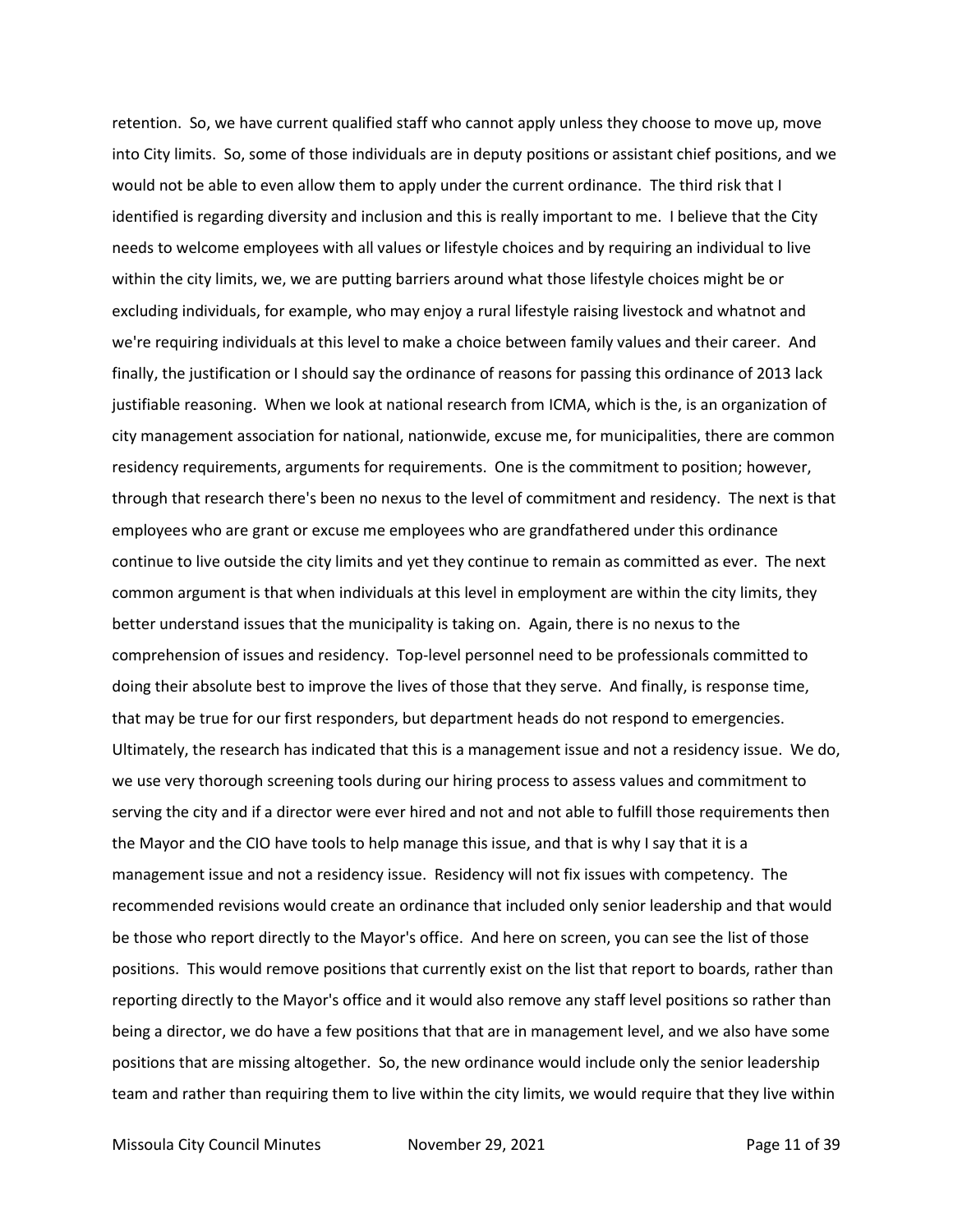retention. So, we have current qualified staff who cannot apply unless they choose to move up, move into City limits. So, some of those individuals are in deputy positions or assistant chief positions, and we would not be able to even allow them to apply under the current ordinance. The third risk that I identified is regarding diversity and inclusion and this is really important to me. I believe that the City needs to welcome employees with all values or lifestyle choices and by requiring an individual to live within the city limits, we, we are putting barriers around what those lifestyle choices might be or excluding individuals, for example, who may enjoy a rural lifestyle raising livestock and whatnot and we're requiring individuals at this level to make a choice between family values and their career. And finally, the justification or I should say the ordinance of reasons for passing this ordinance of 2013 lack justifiable reasoning. When we look at national research from ICMA, which is the, is an organization of city management association for national, nationwide, excuse me, for municipalities, there are common residency requirements, arguments for requirements. One is the commitment to position; however, through that research there's been no nexus to the level of commitment and residency. The next is that employees who are grant or excuse me employees who are grandfathered under this ordinance continue to live outside the city limits and yet they continue to remain as committed as ever. The next common argument is that when individuals at this level in employment are within the city limits, they better understand issues that the municipality is taking on. Again, there is no nexus to the comprehension of issues and residency. Top-level personnel need to be professionals committed to doing their absolute best to improve the lives of those that they serve. And finally, is response time, that may be true for our first responders, but department heads do not respond to emergencies. Ultimately, the research has indicated that this is a management issue and not a residency issue. We do, we use very thorough screening tools during our hiring process to assess values and commitment to serving the city and if a director were ever hired and not and not able to fulfill those requirements then the Mayor and the CIO have tools to help manage this issue, and that is why I say that it is a management issue and not a residency issue. Residency will not fix issues with competency. The recommended revisions would create an ordinance that included only senior leadership and that would be those who report directly to the Mayor's office. And here on screen, you can see the list of those positions. This would remove positions that currently exist on the list that report to boards, rather than reporting directly to the Mayor's office and it would also remove any staff level positions so rather than being a director, we do have a few positions that that are in management level, and we also have some positions that are missing altogether. So, the new ordinance would include only the senior leadership team and rather than requiring them to live within the city limits, we would require that they live within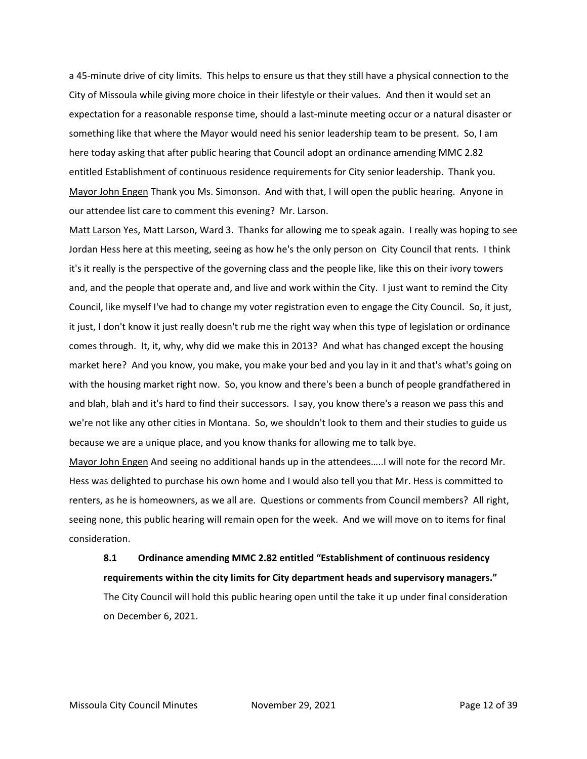a 45-minute drive of city limits. This helps to ensure us that they still have a physical connection to the City of Missoula while giving more choice in their lifestyle or their values. And then it would set an expectation for a reasonable response time, should a last-minute meeting occur or a natural disaster or something like that where the Mayor would need his senior leadership team to be present. So, I am here today asking that after public hearing that Council adopt an ordinance amending MMC 2.82 entitled Establishment of continuous residence requirements for City senior leadership. Thank you.

Mayor John Engen Thank you Ms. Simonson. And with that, I will open the public hearing. Anyone in our attendee list care to comment this evening? Mr. Larson.

Matt Larson Yes, Matt Larson, Ward 3. Thanks for allowing me to speak again. I really was hoping to see Jordan Hess here at this meeting, seeing as how he's the only person on City Council that rents. I think it's it really is the perspective of the governing class and the people like, like this on their ivory towers and, and the people that operate and, and live and work within the City. I just want to remind the City Council, like myself I've had to change my voter registration even to engage the City Council. So, it just, it just, I don't know it just really doesn't rub me the right way when this type of legislation or ordinance comes through. It, it, why, why did we make this in 2013? And what has changed except the housing market here? And you know, you make, you make your bed and you lay in it and that's what's going on with the housing market right now. So, you know and there's been a bunch of people grandfathered in and blah, blah and it's hard to find their successors. I say, you know there's a reason we pass this and we're not like any other cities in Montana. So, we shouldn't look to them and their studies to guide us because we are a unique place, and you know thanks for allowing me to talk bye.

Mayor John Engen And seeing no additional hands up in the attendees…..I will note for the record Mr. Hess was delighted to purchase his own home and I would also tell you that Mr. Hess is committed to renters, as he is homeowners, as we all are. Questions or comments from Council members? All right, seeing none, this public hearing will remain open for the week. And we will move on to items for final consideration.

**8.1 Ordinance amending MMC 2.82 entitled "Establishment of continuous residency requirements within the city limits for City department heads and supervisory managers."**

The City Council will hold this public hearing open until the take it up under final consideration on December 6, 2021.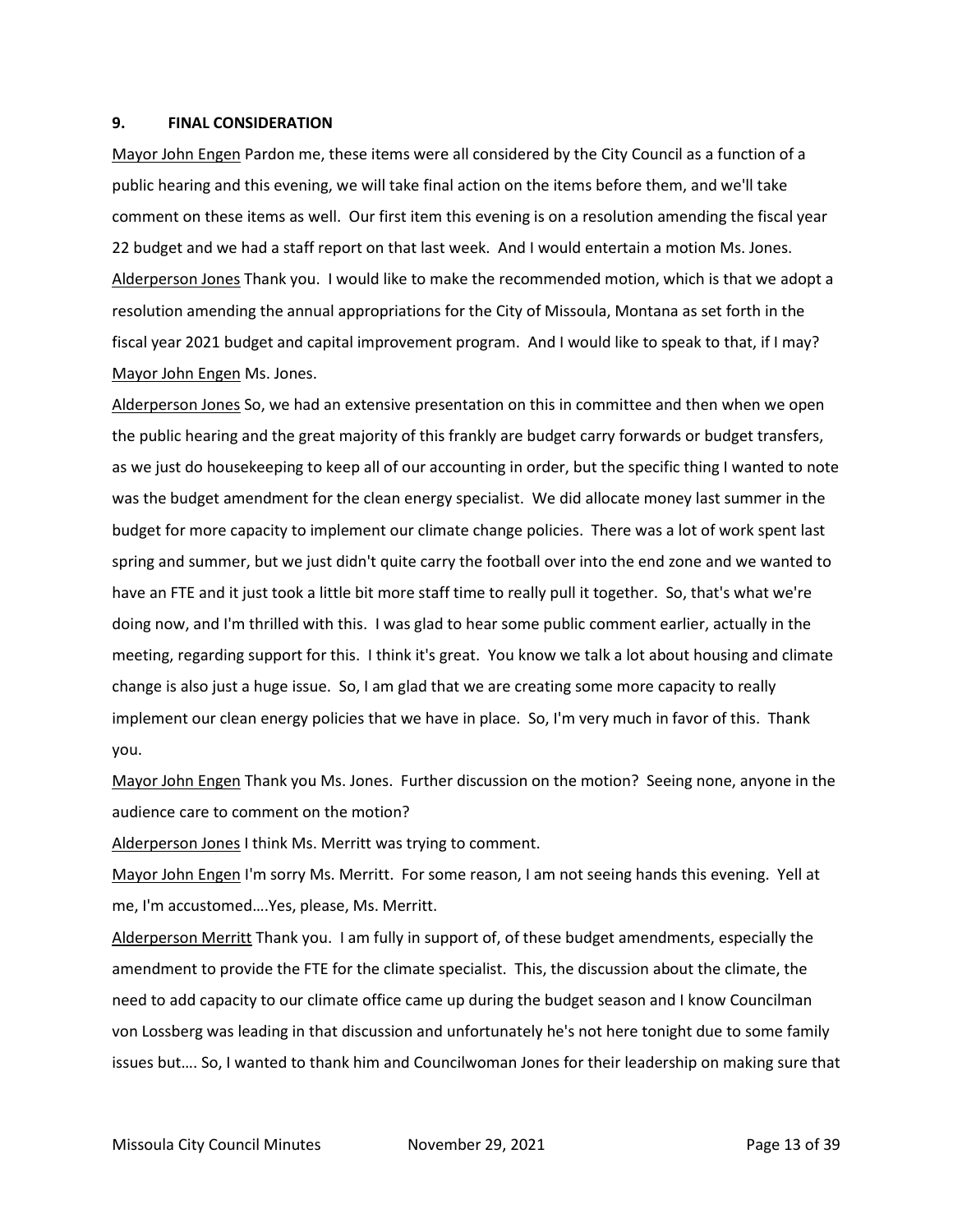## 9. FINAL CONSIDERATION

Mayor John Engen Pardon me, these items were all considered by the City Council as a function of a public hearing and this evening, we will take final action on the items before them, and we'll take comment on these items as well. Our first item this evening is on a resolution amending the fiscal year 22 budget and we had a staff report on that last week. And I would entertain a motion Ms. Jones.

Alderperson Jones Thank you. I would like to make the recommended motion, which is that we adopt a resolution amending the annual appropriations for the City of Missoula, Montana as set forth in the fiscal year 2021 budget and capital improvement program. And I would like to speak to that, if I may?

Mayor John Engen Ms. Jones.

Alderperson Jones So, we had an extensive presentation on this in committee and then when we open the public hearing and the great majority of this frankly are budget carry forwards or budget transfers, as we just do housekeeping to keep all of our accounting in order, but the specific thing I wanted to note was the budget amendment for the clean energy specialist. We did allocate money last summer in the budget for more capacity to implement our climate change policies. There was a lot of work spent last spring and summer, but we just didn't quite carry the football over into the end zone and we wanted to have an FTE and it just took a little bit more staff time to really pull it together. So, that's what we're doing now, and I'm thrilled with this. I was glad to hear some public comment earlier, actually in the meeting, regarding support for this. I think it's great. You know we talk a lot about housing and climate change is also just a huge issue. So, I am glad that we are creating some more capacity to really implement our clean energy policies that we have in place. So, I'm very much in favor of this. Thank you.

Mayor John Engen Thank you Ms. Jones. Further discussion on the motion? Seeing none, anyone in the audience care to comment on the motion?

Alderperson Jones I think Ms. Merritt was trying to comment.

Mayor John Engen I'm sorry Ms. Merritt. For some reason, I am not seeing hands this evening. Yell at me, I'm accustomed….Yes, please, Ms. Merritt.

Alderperson Merritt Thank you. I am fully in support of, of these budget amendments, especially the amendment to provide the FTE for the climate specialist. This, the discussion about the climate, the need to add capacity to our climate office came up during the budget season and I know Councilman von Lossberg was leading in that discussion and unfortunately he's not here tonight due to some family issues but…. So, I wanted to thank him and Councilwoman Jones for their leadership on making sure that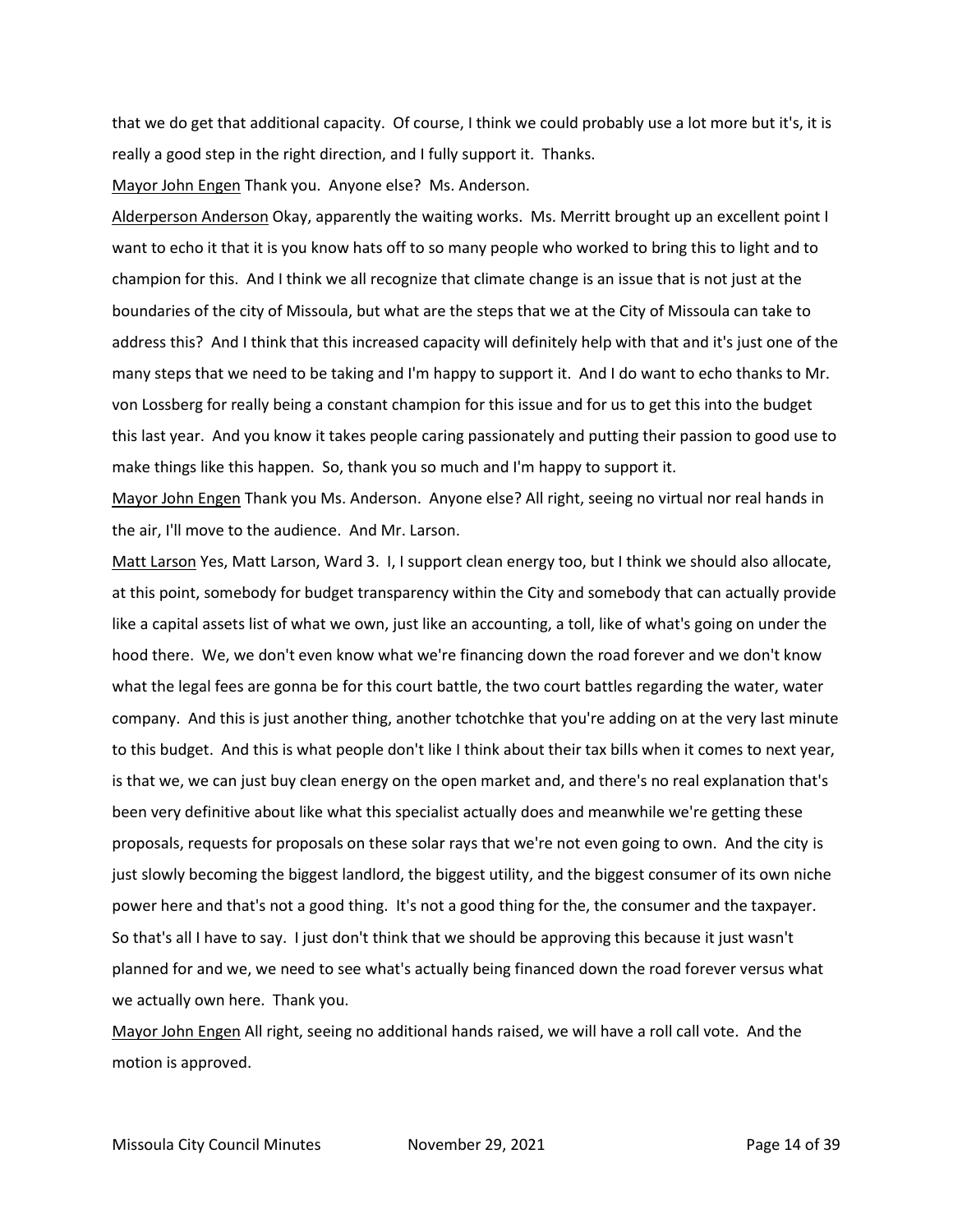that we do get that additional capacity. Of course, I think we could probably use a lot more but it's, it is really a good step in the right direction, and I fully support it. Thanks.

Mayor John Engen Thank you. Anyone else? Ms. Anderson.

Alderperson Anderson Okay, apparently the waiting works. Ms. Merritt brought up an excellent point I want to echo it that it is you know hats off to so many people who worked to bring this to light and to champion for this. And I think we all recognize that climate change is an issue that is not just at the boundaries of the city of Missoula, but what are the steps that we at the City of Missoula can take to address this? And I think that this increased capacity will definitely help with that and it's just one of the many steps that we need to be taking and I'm happy to support it. And I do want to echo thanks to Mr. von Lossberg for really being a constant champion for this issue and for us to get this into the budget this last year. And you know it takes people caring passionately and putting their passion to good use to make things like this happen. So, thank you so much and I'm happy to support it.

Mayor John Engen Thank you Ms. Anderson. Anyone else? All right, seeing no virtual nor real hands in the air, I'll move to the audience. And Mr. Larson.

Matt Larson Yes, Matt Larson, Ward 3. I, I support clean energy too, but I think we should also allocate, at this point, somebody for budget transparency within the City and somebody that can actually provide like a capital assets list of what we own, just like an accounting, a toll, like of what's going on under the hood there. We, we don't even know what we're financing down the road forever and we don't know what the legal fees are gonna be for this court battle, the two court battles regarding the water, water company. And this is just another thing, another tchotchke that you're adding on at the very last minute to this budget. And this is what people don't like I think about their tax bills when it comes to next year, is that we, we can just buy clean energy on the open market and, and there's no real explanation that's been very definitive about like what this specialist actually does and meanwhile we're getting these proposals, requests for proposals on these solar rays that we're not even going to own. And the city is just slowly becoming the biggest landlord, the biggest utility, and the biggest consumer of its own niche power here and that's not a good thing. It's not a good thing for the, the consumer and the taxpayer. So that's all I have to say. I just don't think that we should be approving this because it just wasn't planned for and we, we need to see what's actually being financed down the road forever versus what we actually own here. Thank you.

Mayor John Engen All right, seeing no additional hands raised, we will have a roll call vote. And the motion is approved.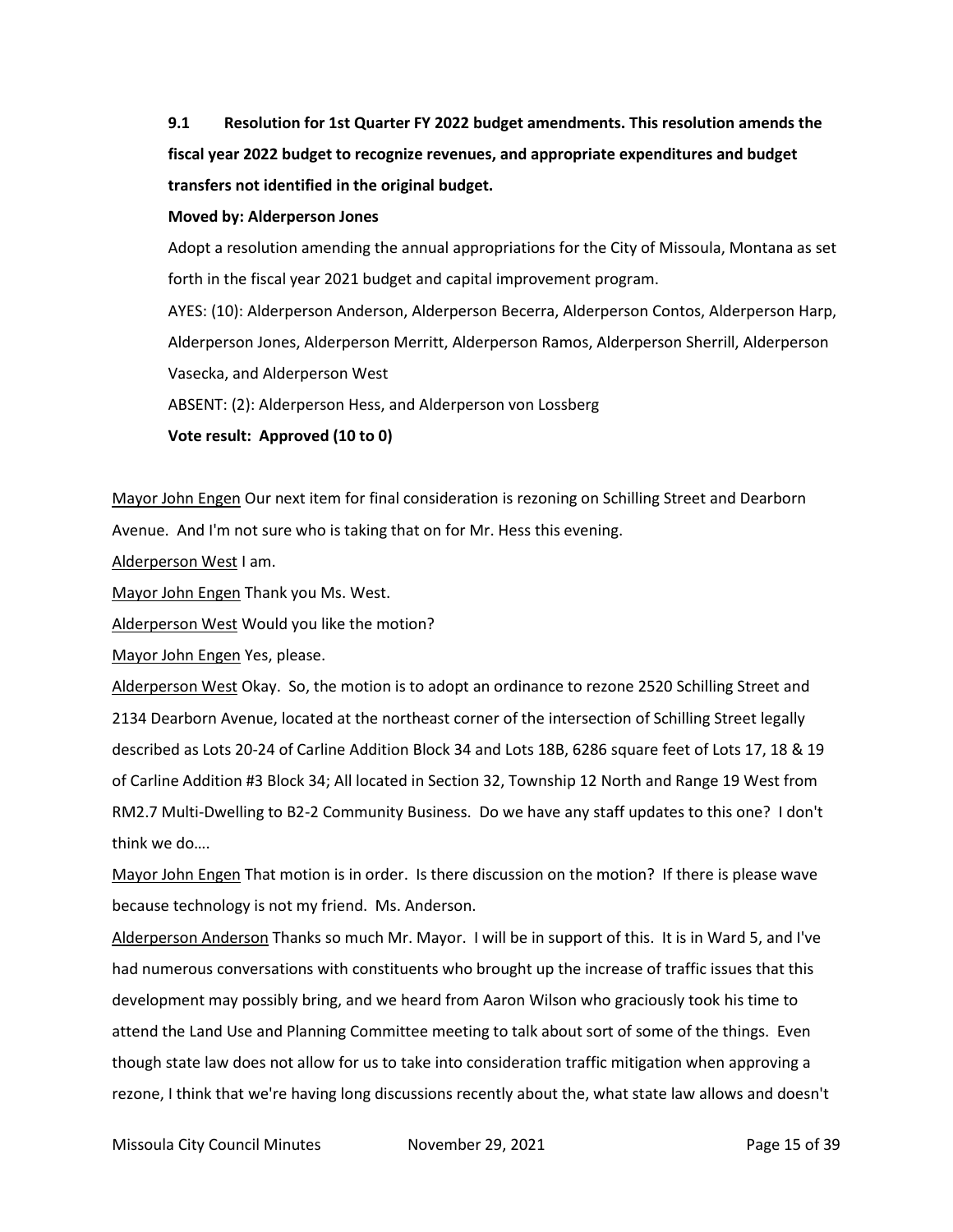**9.1 Resolution for 1st Quarter FY 2022 budget amendments. This resolution amends the fiscal year 2022 budget to recognize revenues, and appropriate expenditures and budget transfers not identified in the original budget.**

**Moved by: Alderperson Jones**

Adopt a resolution amending the annual appropriations for the City of Missoula, Montana as set forth in the fiscal year 2021 budget and capital improvement program.

AYES: (10): Alderperson Anderson, Alderperson Becerra, Alderperson Contos, Alderperson Harp, Alderperson Jones, Alderperson Merritt, Alderperson Ramos, Alderperson Sherrill, Alderperson Vasecka, and Alderperson West

ABSENT: (2): Alderperson Hess, and Alderperson von Lossberg

**Vote result: Approved (10 to 0)**

Mayor John Engen Our next item for final consideration is rezoning on Schilling Street and Dearborn Avenue. And I'm not sure who is taking that on for Mr. Hess this evening.

Alderperson West I am.

Mayor John Engen Thank you Ms. West.

Alderperson West Would you like the motion?

Mayor John Engen Yes, please.

Alderperson West Okay. So, the motion is to adopt an ordinance to rezone 2520 Schilling Street and 2134 Dearborn Avenue, located at the northeast corner of the intersection of Schilling Street legally described as Lots 20-24 of Carline Addition Block 34 and Lots 18B, 6286 square feet of Lots 17, 18 & 19 of Carline Addition #3 Block 34; All located in Section 32, Township 12 North and Range 19 West from RM2.7 Multi-Dwelling to B2-2 Community Business. Do we have any staff updates to this one? I don't think we do….

Mayor John Engen That motion is in order. Is there discussion on the motion? If there is please wave because technology is not my friend. Ms. Anderson.

Alderperson Anderson Thanks so much Mr. Mayor. I will be in support of this. It is in Ward 5, and I've had numerous conversations with constituents who brought up the increase of traffic issues that this development may possibly bring, and we heard from Aaron Wilson who graciously took his time to attend the Land Use and Planning Committee meeting to talk about sort of some of the things. Even though state law does not allow for us to take into consideration traffic mitigation when approving a rezone, I think that we're having long discussions recently about the, what state law allows and doesn't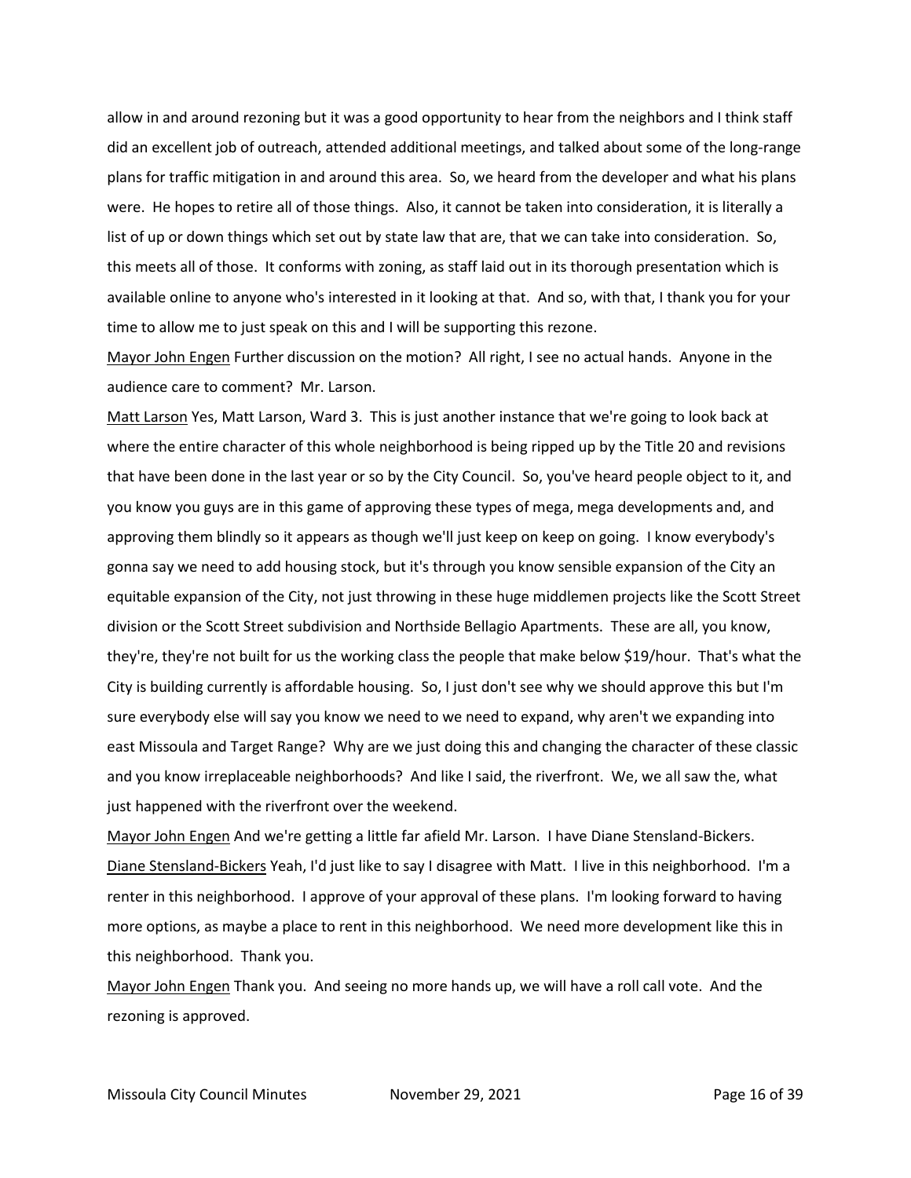allow in and around rezoning but it was a good opportunity to hear from the neighbors and I think staff did an excellent job of outreach, attended additional meetings, and talked about some of the long-range plans for traffic mitigation in and around this area. So, we heard from the developer and what his plans were. He hopes to retire all of those things. Also, it cannot be taken into consideration, it is literally a list of up or down things which set out by state law that are, that we can take into consideration. So, this meets all of those. It conforms with zoning, as staff laid out in its thorough presentation which is available online to anyone who's interested in it looking at that. And so, with that, I thank you for your time to allow me to just speak on this and I will be supporting this rezone.

Mayor John Engen Further discussion on the motion? All right, I see no actual hands. Anyone in the audience care to comment? Mr. Larson.

Matt Larson Yes, Matt Larson, Ward 3. This is just another instance that we're going to look back at where the entire character of this whole neighborhood is being ripped up by the Title 20 and revisions that have been done in the last year or so by the City Council. So, you've heard people object to it, and you know you guys are in this game of approving these types of mega, mega developments and, and approving them blindly so it appears as though we'll just keep on keep on going. I know everybody's gonna say we need to add housing stock, but it's through you know sensible expansion of the City an equitable expansion of the City, not just throwing in these huge middlemen projects like the Scott Street division or the Scott Street subdivision and Northside Bellagio Apartments. These are all, you know, they're, they're not built for us the working class the people that make below $19/hour. That's what the City is building currently is affordable housing. So, I just don't see why we should approve this but I'm sure everybody else will say you know we need to we need to expand, why aren't we expanding into east Missoula and Target Range? Why are we just doing this and changing the character of these classic and you know irreplaceable neighborhoods? And like I said, the riverfront. We, we all saw the, what just happened with the riverfront over the weekend.

Mayor John Engen And we're getting a little far afield Mr. Larson. I have Diane Stensland-Bickers.

Diane Stensland-Bickers Yeah, I'd just like to say I disagree with Matt. I live in this neighborhood. I'm a renter in this neighborhood. I approve of your approval of these plans. I'm looking forward to having more options, as maybe a place to rent in this neighborhood. We need more development like this in this neighborhood. Thank you.

Mayor John Engen Thank you. And seeing no more hands up, we will have a roll call vote. And the rezoning is approved.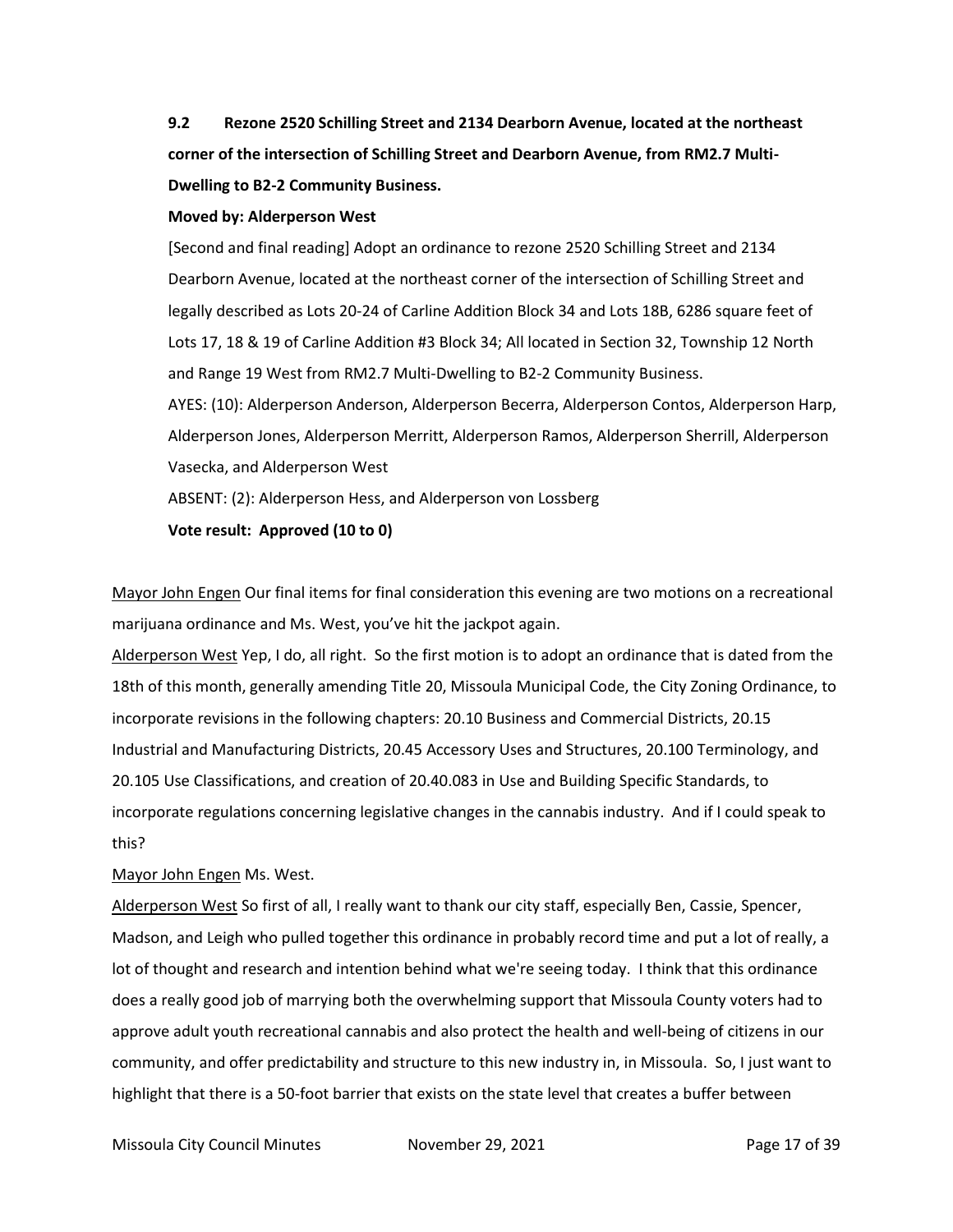**9.2 Rezone 2520 Schilling Street and 2134 Dearborn Avenue, located at the northeast corner of the intersection of Schilling Street and Dearborn Avenue, from RM2.7 Multi-Dwelling to B2-2 Community Business.**

**Moved by: Alderperson West**

[Second and final reading] Adopt an ordinance to rezone 2520 Schilling Street and 2134 Dearborn Avenue, located at the northeast corner of the intersection of Schilling Street and legally described as Lots 20-24 of Carline Addition Block 34 and Lots 18B, 6286 square feet of Lots 17, 18 & 19 of Carline Addition #3 Block 34; All located in Section 32, Township 12 North and Range 19 West from RM2.7 Multi-Dwelling to B2-2 Community Business.

AYES: (10): Alderperson Anderson, Alderperson Becerra, Alderperson Contos, Alderperson Harp, Alderperson Jones, Alderperson Merritt, Alderperson Ramos, Alderperson Sherrill, Alderperson Vasecka, and Alderperson West

ABSENT: (2): Alderperson Hess, and Alderperson von Lossberg

**Vote result: Approved (10 to 0)**

Mayor John Engen Our final items for final consideration this evening are two motions on a recreational marijuana ordinance and Ms. West, you've hit the jackpot again.

Alderperson West Yep, I do, all right. So the first motion is to adopt an ordinance that is dated from the 18th of this month, generally amending Title 20, Missoula Municipal Code, the City Zoning Ordinance, to incorporate revisions in the following chapters: 20.10 Business and Commercial Districts, 20.15 Industrial and Manufacturing Districts, 20.45 Accessory Uses and Structures, 20.100 Terminology, and 20.105 Use Classifications, and creation of 20.40.083 in Use and Building Specific Standards, to incorporate regulations concerning legislative changes in the cannabis industry. And if I could speak to this?

Mayor John Engen Ms. West.

Alderperson West So first of all, I really want to thank our city staff, especially Ben, Cassie, Spencer, Madson, and Leigh who pulled together this ordinance in probably record time and put a lot of really, a lot of thought and research and intention behind what we're seeing today. I think that this ordinance does a really good job of marrying both the overwhelming support that Missoula County voters had to approve adult youth recreational cannabis and also protect the health and well-being of citizens in our community, and offer predictability and structure to this new industry in, in Missoula. So, I just want to highlight that there is a 50-foot barrier that exists on the state level that creates a buffer between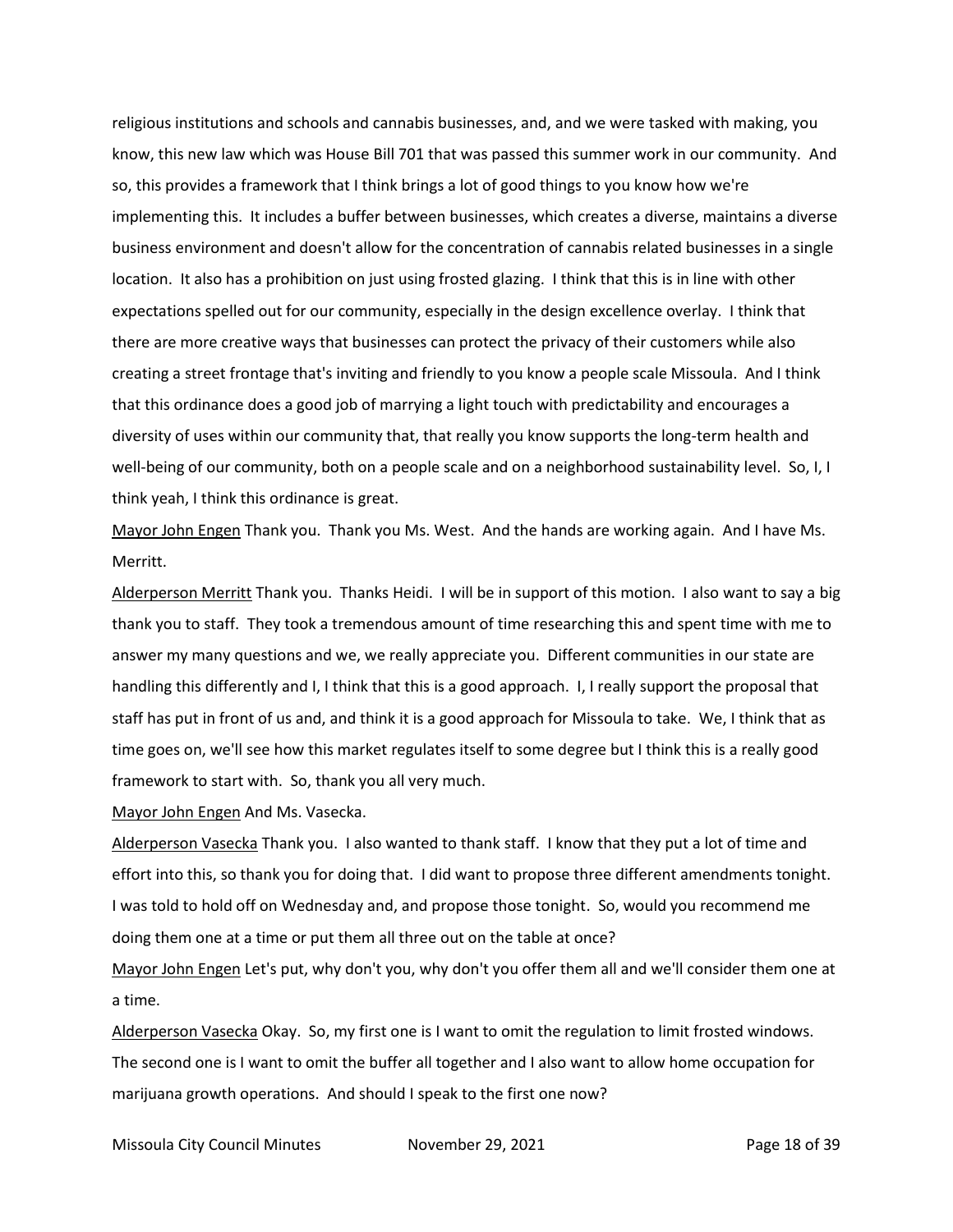religious institutions and schools and cannabis businesses, and, and we were tasked with making, you know, this new law which was House Bill 701 that was passed this summer work in our community. And so, this provides a framework that I think brings a lot of good things to you know how we're implementing this. It includes a buffer between businesses, which creates a diverse, maintains a diverse business environment and doesn't allow for the concentration of cannabis related businesses in a single location. It also has a prohibition on just using frosted glazing. I think that this is in line with other expectations spelled out for our community, especially in the design excellence overlay. I think that there are more creative ways that businesses can protect the privacy of their customers while also creating a street frontage that's inviting and friendly to you know a people scale Missoula. And I think that this ordinance does a good job of marrying a light touch with predictability and encourages a diversity of uses within our community that, that really you know supports the long-term health and well-being of our community, both on a people scale and on a neighborhood sustainability level. So, I, I think yeah, I think this ordinance is great.

Mayor John Engen Thank you. Thank you Ms. West. And the hands are working again. And I have Ms. Merritt.

Alderperson Merritt Thank you. Thanks Heidi. I will be in support of this motion. I also want to say a big thank you to staff. They took a tremendous amount of time researching this and spent time with me to answer my many questions and we, we really appreciate you. Different communities in our state are handling this differently and I, I think that this is a good approach. I, I really support the proposal that staff has put in front of us and, and think it is a good approach for Missoula to take. We, I think that as time goes on, we'll see how this market regulates itself to some degree but I think this is a really good framework to start with. So, thank you all very much.

Mayor John Engen And Ms. Vasecka.

Alderperson Vasecka Thank you. I also wanted to thank staff. I know that they put a lot of time and effort into this, so thank you for doing that. I did want to propose three different amendments tonight. I was told to hold off on Wednesday and, and propose those tonight. So, would you recommend me doing them one at a time or put them all three out on the table at once?

Mayor John Engen Let's put, why don't you, why don't you offer them all and we'll consider them one at a time.

Alderperson Vasecka Okay. So, my first one is I want to omit the regulation to limit frosted windows. The second one is I want to omit the buffer all together and I also want to allow home occupation for marijuana growth operations. And should I speak to the first one now?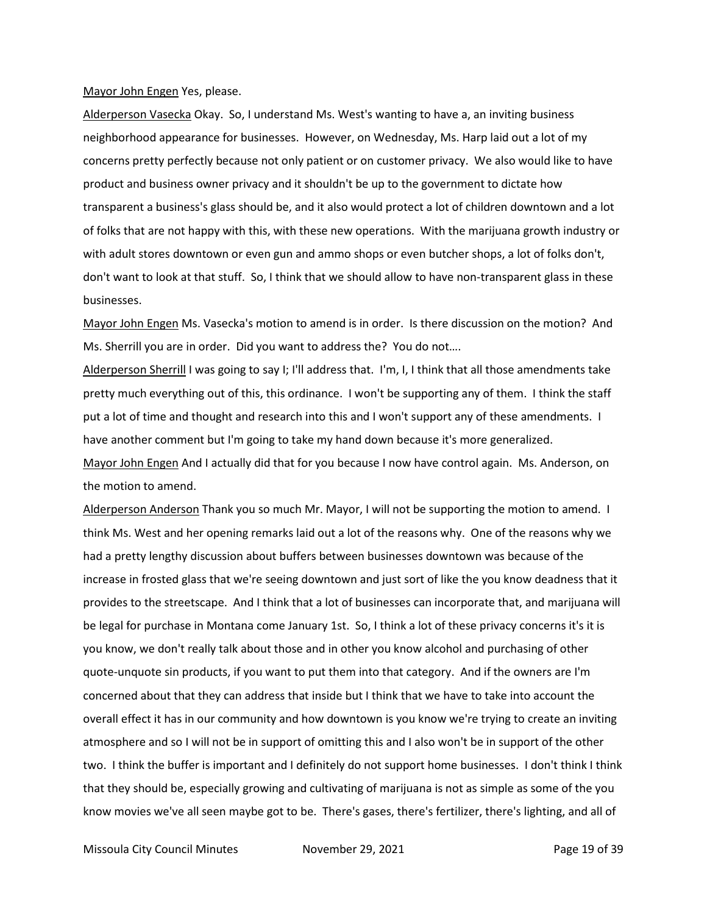Mayor John Engen Yes, please.

Alderperson Vasecka Okay. So, I understand Ms. West's wanting to have a, an inviting business neighborhood appearance for businesses. However, on Wednesday, Ms. Harp laid out a lot of my concerns pretty perfectly because not only patient or on customer privacy. We also would like to have product and business owner privacy and it shouldn't be up to the government to dictate how transparent a business's glass should be, and it also would protect a lot of children downtown and a lot of folks that are not happy with this, with these new operations. With the marijuana growth industry or with adult stores downtown or even gun and ammo shops or even butcher shops, a lot of folks don't, don't want to look at that stuff. So, I think that we should allow to have non-transparent glass in these businesses.

Mayor John Engen Ms. Vasecka's motion to amend is in order. Is there discussion on the motion? And Ms. Sherrill you are in order. Did you want to address the? You do not….

Alderperson Sherrill I was going to say I; I'll address that. I'm, I, I think that all those amendments take pretty much everything out of this, this ordinance. I won't be supporting any of them. I think the staff put a lot of time and thought and research into this and I won't support any of these amendments. I have another comment but I'm going to take my hand down because it's more generalized.

Mayor John Engen And I actually did that for you because I now have control again. Ms. Anderson, on the motion to amend.

Alderperson Anderson Thank you so much Mr. Mayor, I will not be supporting the motion to amend. I think Ms. West and her opening remarks laid out a lot of the reasons why. One of the reasons why we had a pretty lengthy discussion about buffers between businesses downtown was because of the increase in frosted glass that we're seeing downtown and just sort of like the you know deadness that it provides to the streetscape. And I think that a lot of businesses can incorporate that, and marijuana will be legal for purchase in Montana come January 1st. So, I think a lot of these privacy concerns it's it is you know, we don't really talk about those and in other you know alcohol and purchasing of other quote-unquote sin products, if you want to put them into that category. And if the owners are I'm concerned about that they can address that inside but I think that we have to take into account the overall effect it has in our community and how downtown is you know we're trying to create an inviting atmosphere and so I will not be in support of omitting this and I also won't be in support of the other two. I think the buffer is important and I definitely do not support home businesses. I don't think I think that they should be, especially growing and cultivating of marijuana is not as simple as some of the you know movies we've all seen maybe got to be. There's gases, there's fertilizer, there's lighting, and all of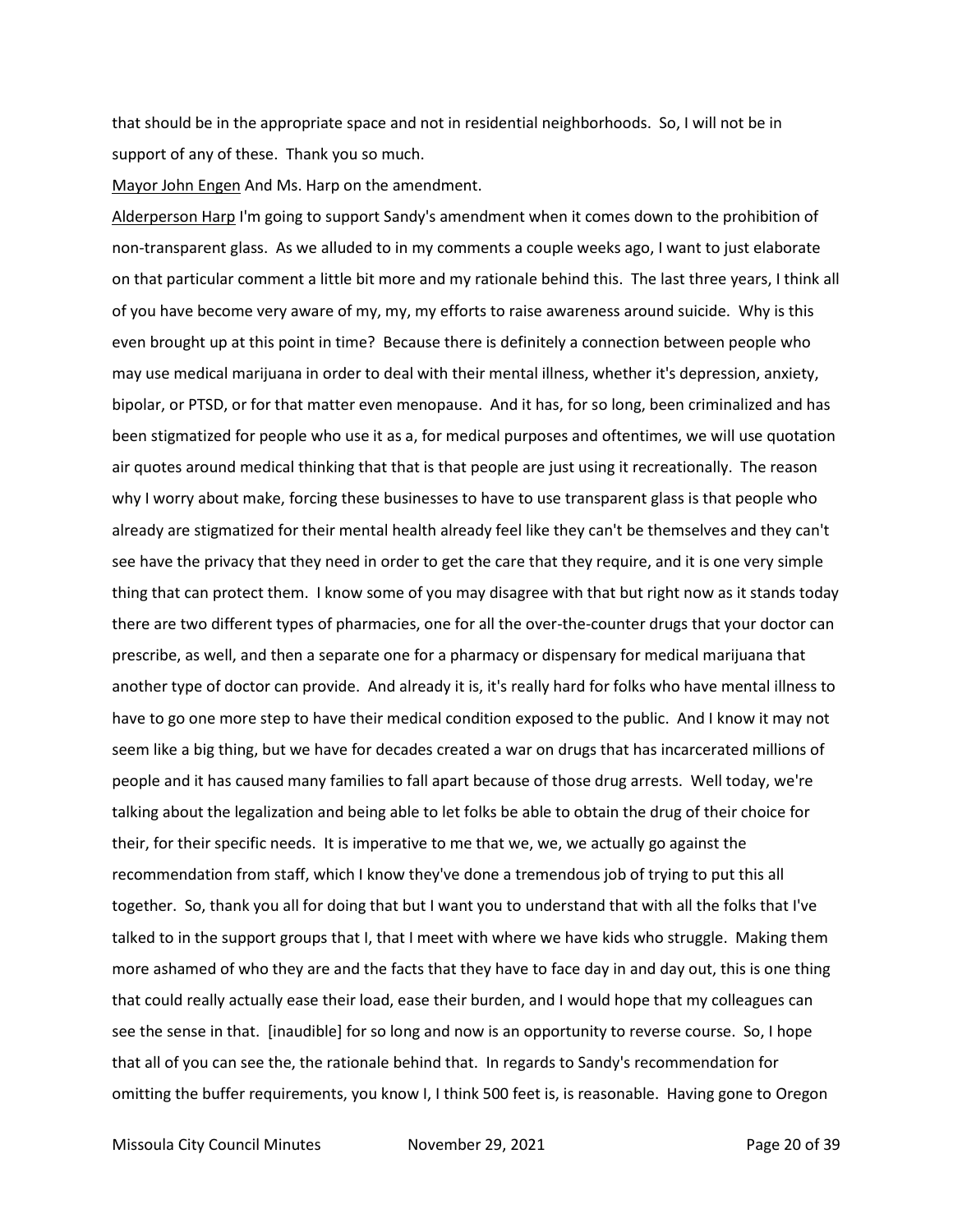that should be in the appropriate space and not in residential neighborhoods. So, I will not be in support of any of these. Thank you so much.

Mayor John Engen And Ms. Harp on the amendment.

Alderperson Harp I'm going to support Sandy's amendment when it comes down to the prohibition of non-transparent glass. As we alluded to in my comments a couple weeks ago, I want to just elaborate on that particular comment a little bit more and my rationale behind this. The last three years, I think all of you have become very aware of my, my, my efforts to raise awareness around suicide. Why is this even brought up at this point in time? Because there is definitely a connection between people who may use medical marijuana in order to deal with their mental illness, whether it's depression, anxiety, bipolar, or PTSD, or for that matter even menopause. And it has, for so long, been criminalized and has been stigmatized for people who use it as a, for medical purposes and oftentimes, we will use quotation air quotes around medical thinking that that is that people are just using it recreationally. The reason why I worry about make, forcing these businesses to have to use transparent glass is that people who already are stigmatized for their mental health already feel like they can't be themselves and they can't see have the privacy that they need in order to get the care that they require, and it is one very simple thing that can protect them. I know some of you may disagree with that but right now as it stands today there are two different types of pharmacies, one for all the over-the-counter drugs that your doctor can prescribe, as well, and then a separate one for a pharmacy or dispensary for medical marijuana that another type of doctor can provide. And already it is, it's really hard for folks who have mental illness to have to go one more step to have their medical condition exposed to the public. And I know it may not seem like a big thing, but we have for decades created a war on drugs that has incarcerated millions of people and it has caused many families to fall apart because of those drug arrests. Well today, we're talking about the legalization and being able to let folks be able to obtain the drug of their choice for their, for their specific needs. It is imperative to me that we, we, we actually go against the recommendation from staff, which I know they've done a tremendous job of trying to put this all together. So, thank you all for doing that but I want you to understand that with all the folks that I've talked to in the support groups that I, that I meet with where we have kids who struggle. Making them more ashamed of who they are and the facts that they have to face day in and day out, this is one thing that could really actually ease their load, ease their burden, and I would hope that my colleagues can see the sense in that. [inaudible] for so long and now is an opportunity to reverse course. So, I hope that all of you can see the, the rationale behind that. In regards to Sandy's recommendation for omitting the buffer requirements, you know I, I think 500 feet is, is reasonable. Having gone to Oregon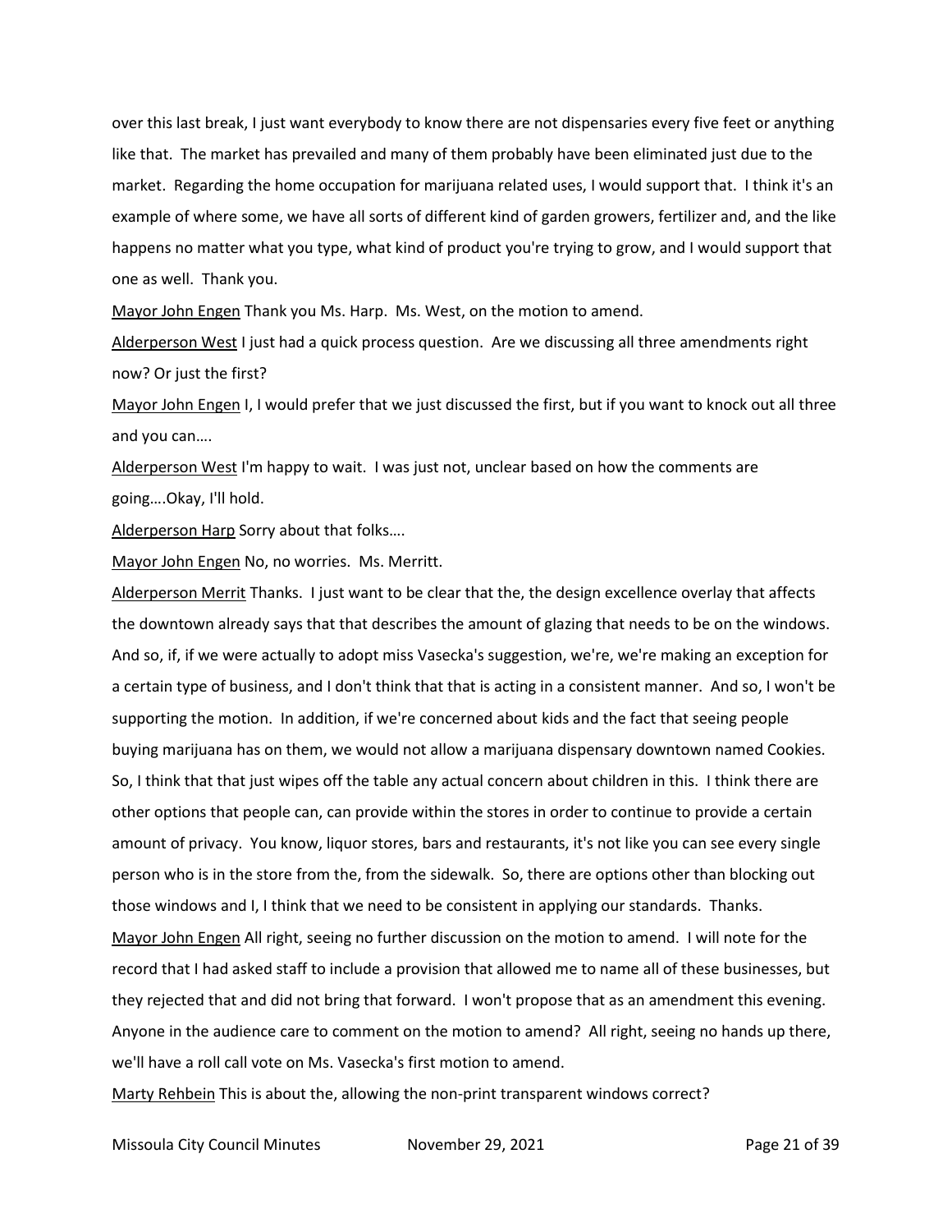over this last break, I just want everybody to know there are not dispensaries every five feet or anything like that. The market has prevailed and many of them probably have been eliminated just due to the market. Regarding the home occupation for marijuana related uses, I would support that. I think it's an example of where some, we have all sorts of different kind of garden growers, fertilizer and, and the like happens no matter what you type, what kind of product you're trying to grow, and I would support that one as well. Thank you.

Mayor John Engen Thank you Ms. Harp. Ms. West, on the motion to amend.

Alderperson West I just had a quick process question. Are we discussing all three amendments right now? Or just the first?

Mayor John Engen I, I would prefer that we just discussed the first, but if you want to knock out all three and you can….

Alderperson West I'm happy to wait. I was just not, unclear based on how the comments are going….Okay, I'll hold.

Alderperson Harp Sorry about that folks….

Mayor John Engen No, no worries. Ms. Merritt.

Alderperson Merrit Thanks. I just want to be clear that the, the design excellence overlay that affects the downtown already says that that describes the amount of glazing that needs to be on the windows. And so, if, if we were actually to adopt miss Vasecka's suggestion, we're, we're making an exception for a certain type of business, and I don't think that that is acting in a consistent manner. And so, I won't be supporting the motion. In addition, if we're concerned about kids and the fact that seeing people buying marijuana has on them, we would not allow a marijuana dispensary downtown named Cookies. So, I think that that just wipes off the table any actual concern about children in this. I think there are other options that people can, can provide within the stores in order to continue to provide a certain amount of privacy. You know, liquor stores, bars and restaurants, it's not like you can see every single person who is in the store from the, from the sidewalk. So, there are options other than blocking out those windows and I, I think that we need to be consistent in applying our standards. Thanks.

Mayor John Engen All right, seeing no further discussion on the motion to amend. I will note for the record that I had asked staff to include a provision that allowed me to name all of these businesses, but they rejected that and did not bring that forward. I won't propose that as an amendment this evening. Anyone in the audience care to comment on the motion to amend? All right, seeing no hands up there, we'll have a roll call vote on Ms. Vasecka's first motion to amend.

Marty Rehbein This is about the, allowing the non-print transparent windows correct?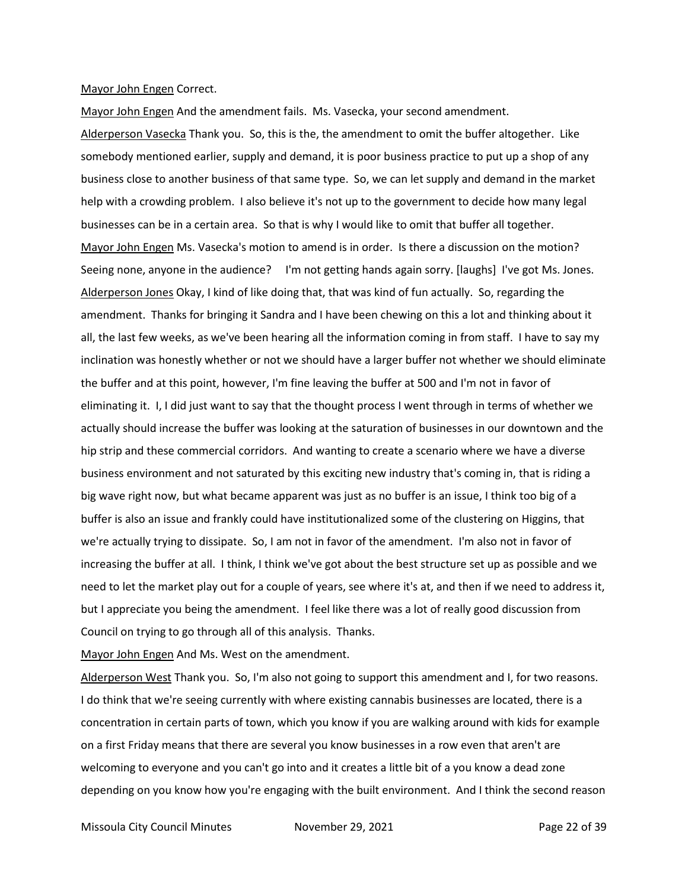Mayor John Engen Correct.

Mayor John Engen And the amendment fails. Ms. Vasecka, your second amendment.

Alderperson Vasecka Thank you. So, this is the, the amendment to omit the buffer altogether. Like somebody mentioned earlier, supply and demand, it is poor business practice to put up a shop of any business close to another business of that same type. So, we can let supply and demand in the market help with a crowding problem. I also believe it's not up to the government to decide how many legal businesses can be in a certain area. So that is why I would like to omit that buffer all together.

Mayor John Engen Ms. Vasecka's motion to amend is in order. Is there a discussion on the motion? Seeing none, anyone in the audience? I'm not getting hands again sorry. [laughs] I've got Ms. Jones.

Alderperson Jones Okay, I kind of like doing that, that was kind of fun actually. So, regarding the amendment. Thanks for bringing it Sandra and I have been chewing on this a lot and thinking about it all, the last few weeks, as we've been hearing all the information coming in from staff. I have to say my inclination was honestly whether or not we should have a larger buffer not whether we should eliminate the buffer and at this point, however, I'm fine leaving the buffer at 500 and I'm not in favor of eliminating it. I, I did just want to say that the thought process I went through in terms of whether we actually should increase the buffer was looking at the saturation of businesses in our downtown and the hip strip and these commercial corridors. And wanting to create a scenario where we have a diverse business environment and not saturated by this exciting new industry that's coming in, that is riding a big wave right now, but what became apparent was just as no buffer is an issue, I think too big of a buffer is also an issue and frankly could have institutionalized some of the clustering on Higgins, that we're actually trying to dissipate. So, I am not in favor of the amendment. I'm also not in favor of increasing the buffer at all. I think, I think we've got about the best structure set up as possible and we need to let the market play out for a couple of years, see where it's at, and then if we need to address it, but I appreciate you being the amendment. I feel like there was a lot of really good discussion from Council on trying to go through all of this analysis. Thanks.

Mayor John Engen And Ms. West on the amendment.

Alderperson West Thank you. So, I'm also not going to support this amendment and I, for two reasons. I do think that we're seeing currently with where existing cannabis businesses are located, there is a concentration in certain parts of town, which you know if you are walking around with kids for example on a first Friday means that there are several you know businesses in a row even that aren't are welcoming to everyone and you can't go into and it creates a little bit of a you know a dead zone depending on you know how you're engaging with the built environment. And I think the second reason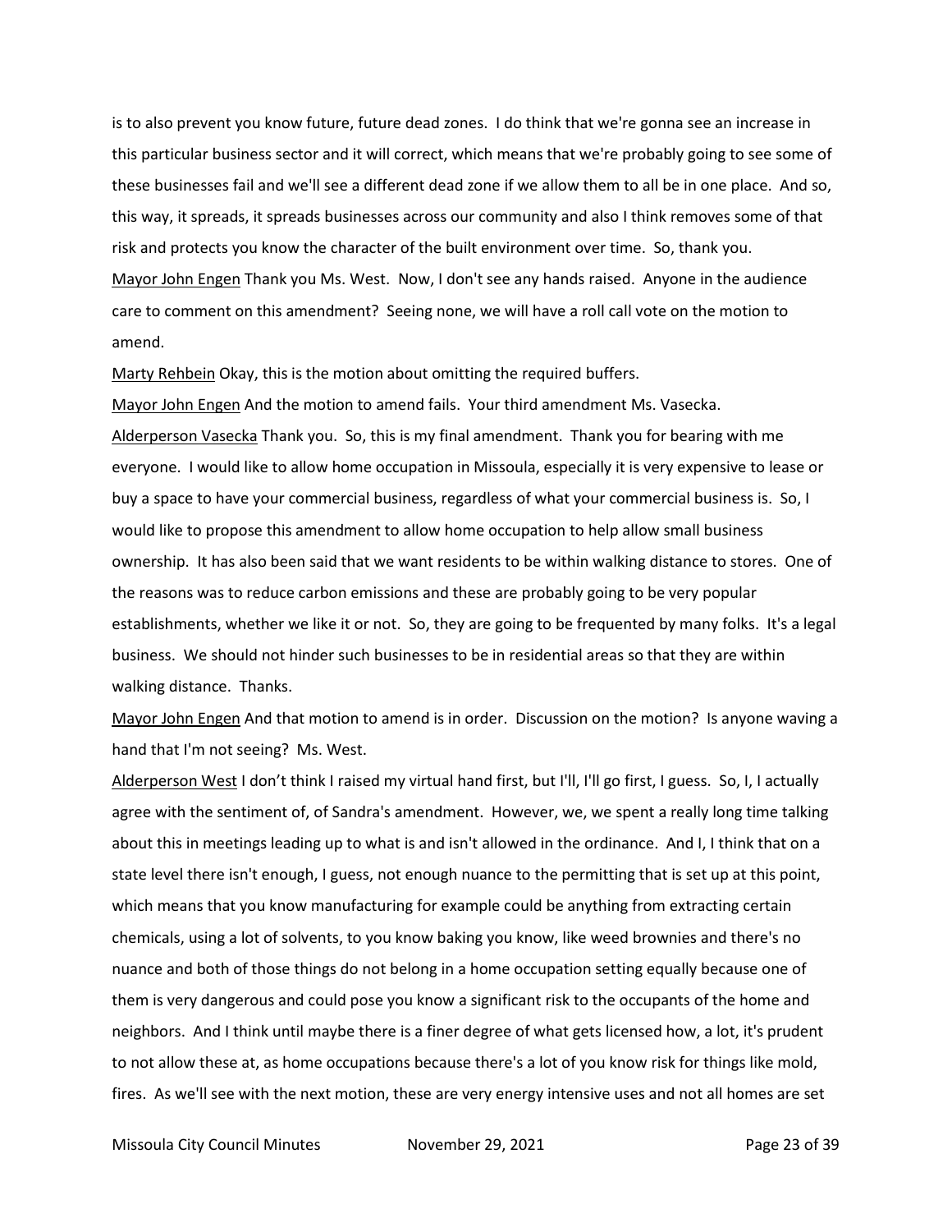is to also prevent you know future, future dead zones. I do think that we're gonna see an increase in this particular business sector and it will correct, which means that we're probably going to see some of these businesses fail and we'll see a different dead zone if we allow them to all be in one place. And so, this way, it spreads, it spreads businesses across our community and also I think removes some of that risk and protects you know the character of the built environment over time. So, thank you.

Mayor John Engen Thank you Ms. West. Now, I don't see any hands raised. Anyone in the audience care to comment on this amendment? Seeing none, we will have a roll call vote on the motion to amend.

Marty Rehbein Okay, this is the motion about omitting the required buffers.

Mayor John Engen And the motion to amend fails. Your third amendment Ms. Vasecka.

Alderperson Vasecka Thank you. So, this is my final amendment. Thank you for bearing with me everyone. I would like to allow home occupation in Missoula, especially it is very expensive to lease or buy a space to have your commercial business, regardless of what your commercial business is. So, I would like to propose this amendment to allow home occupation to help allow small business ownership. It has also been said that we want residents to be within walking distance to stores. One of the reasons was to reduce carbon emissions and these are probably going to be very popular establishments, whether we like it or not. So, they are going to be frequented by many folks. It's a legal business. We should not hinder such businesses to be in residential areas so that they are within walking distance. Thanks.

Mayor John Engen And that motion to amend is in order. Discussion on the motion? Is anyone waving a hand that I'm not seeing? Ms. West.

Alderperson West I don't think I raised my virtual hand first, but I'll, I'll go first, I guess. So, I, I actually agree with the sentiment of, of Sandra's amendment. However, we, we spent a really long time talking about this in meetings leading up to what is and isn't allowed in the ordinance. And I, I think that on a state level there isn't enough, I guess, not enough nuance to the permitting that is set up at this point, which means that you know manufacturing for example could be anything from extracting certain chemicals, using a lot of solvents, to you know baking you know, like weed brownies and there's no nuance and both of those things do not belong in a home occupation setting equally because one of them is very dangerous and could pose you know a significant risk to the occupants of the home and neighbors. And I think until maybe there is a finer degree of what gets licensed how, a lot, it's prudent to not allow these at, as home occupations because there's a lot of you know risk for things like mold, fires. As we'll see with the next motion, these are very energy intensive uses and not all homes are set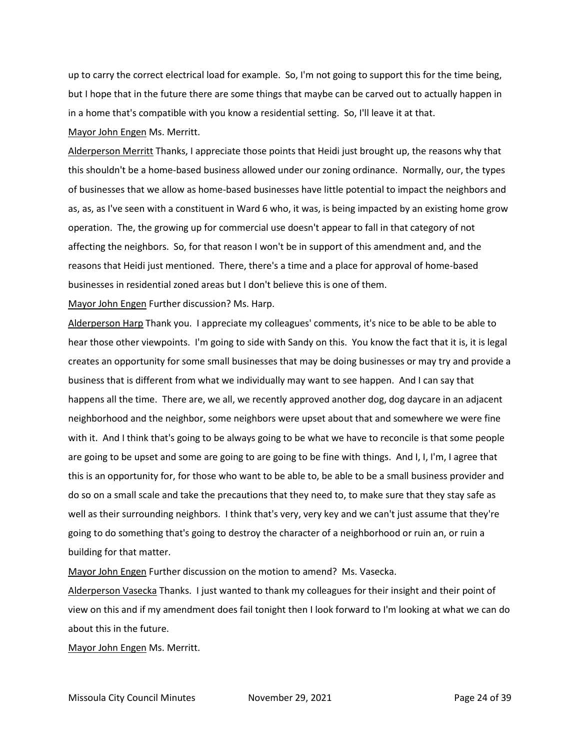up to carry the correct electrical load for example. So, I'm not going to support this for the time being, but I hope that in the future there are some things that maybe can be carved out to actually happen in in a home that's compatible with you know a residential setting. So, I'll leave it at that.

Mayor John Engen Ms. Merritt.

Alderperson Merritt Thanks, I appreciate those points that Heidi just brought up, the reasons why that this shouldn't be a home-based business allowed under our zoning ordinance. Normally, our, the types of businesses that we allow as home-based businesses have little potential to impact the neighbors and as, as, as I've seen with a constituent in Ward 6 who, it was, is being impacted by an existing home grow operation. The, the growing up for commercial use doesn't appear to fall in that category of not affecting the neighbors. So, for that reason I won't be in support of this amendment and, and the reasons that Heidi just mentioned. There, there's a time and a place for approval of home-based businesses in residential zoned areas but I don't believe this is one of them.

Mayor John Engen Further discussion? Ms. Harp.

Alderperson Harp Thank you. I appreciate my colleagues' comments, it's nice to be able to be able to hear those other viewpoints. I'm going to side with Sandy on this. You know the fact that it is, it is legal creates an opportunity for some small businesses that may be doing businesses or may try and provide a business that is different from what we individually may want to see happen. And I can say that happens all the time. There are, we all, we recently approved another dog, dog daycare in an adjacent neighborhood and the neighbor, some neighbors were upset about that and somewhere we were fine with it. And I think that's going to be always going to be what we have to reconcile is that some people are going to be upset and some are going to are going to be fine with things. And I, I, I'm, I agree that this is an opportunity for, for those who want to be able to, be able to be a small business provider and do so on a small scale and take the precautions that they need to, to make sure that they stay safe as well as their surrounding neighbors. I think that's very, very key and we can't just assume that they're going to do something that's going to destroy the character of a neighborhood or ruin an, or ruin a building for that matter.

Mayor John Engen Further discussion on the motion to amend? Ms. Vasecka.

Alderperson Vasecka Thanks. I just wanted to thank my colleagues for their insight and their point of view on this and if my amendment does fail tonight then I look forward to I'm looking at what we can do about this in the future.

Mayor John Engen Ms. Merritt.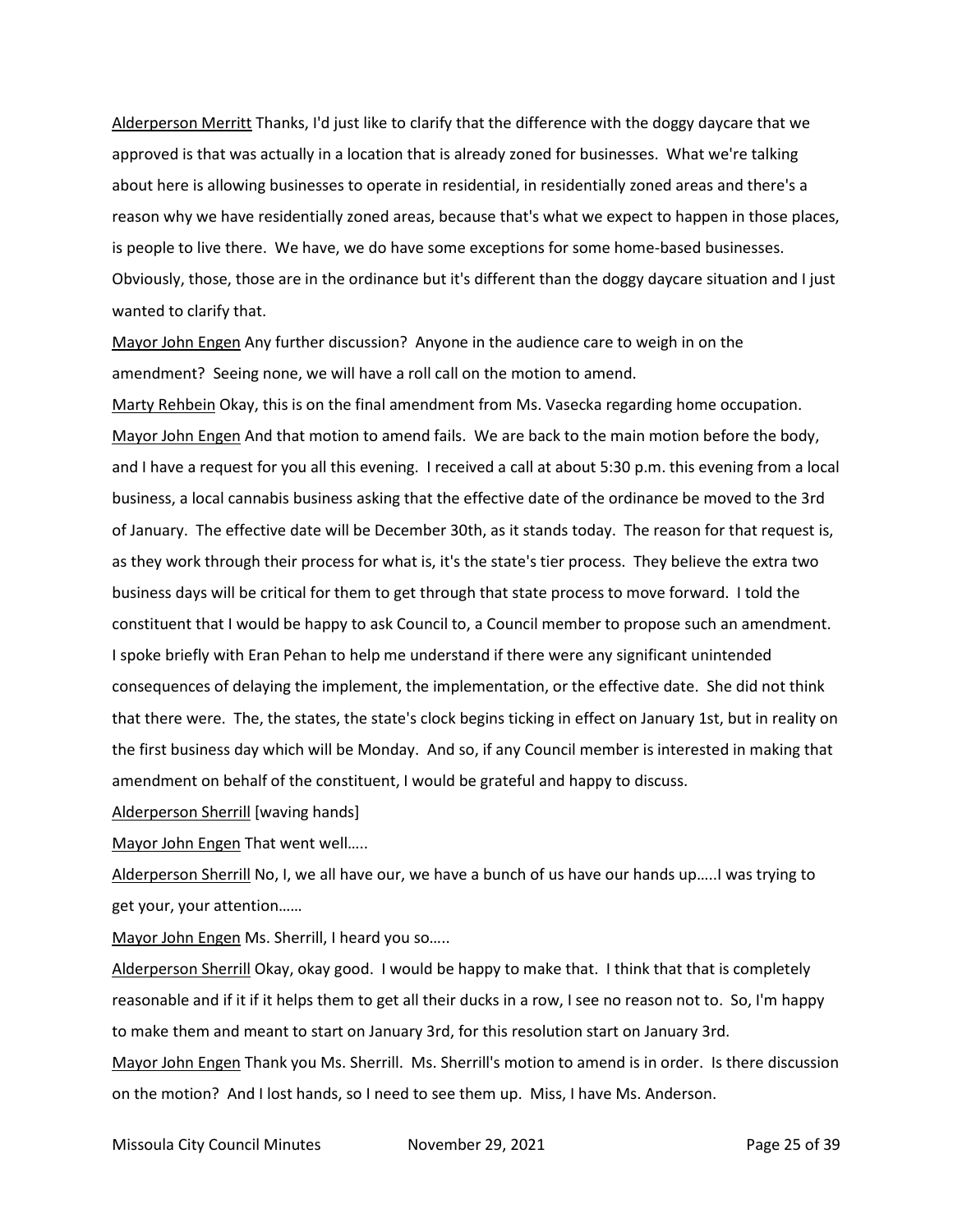Alderperson Merritt Thanks, I'd just like to clarify that the difference with the doggy daycare that we approved is that was actually in a location that is already zoned for businesses. What we're talking about here is allowing businesses to operate in residential, in residentially zoned areas and there's a reason why we have residentially zoned areas, because that's what we expect to happen in those places, is people to live there. We have, we do have some exceptions for some home-based businesses. Obviously, those, those are in the ordinance but it's different than the doggy daycare situation and I just wanted to clarify that.

Mayor John Engen Any further discussion? Anyone in the audience care to weigh in on the amendment? Seeing none, we will have a roll call on the motion to amend.

Marty Rehbein Okay, this is on the final amendment from Ms. Vasecka regarding home occupation.

Mayor John Engen And that motion to amend fails. We are back to the main motion before the body, and I have a request for you all this evening. I received a call at about 5:30 p.m. this evening from a local business, a local cannabis business asking that the effective date of the ordinance be moved to the 3rd of January. The effective date will be December 30th, as it stands today. The reason for that request is, as they work through their process for what is, it's the state's tier process. They believe the extra two business days will be critical for them to get through that state process to move forward. I told the constituent that I would be happy to ask Council to, a Council member to propose such an amendment. I spoke briefly with Eran Pehan to help me understand if there were any significant unintended consequences of delaying the implement, the implementation, or the effective date. She did not think that there were. The, the states, the state's clock begins ticking in effect on January 1st, but in reality on the first business day which will be Monday. And so, if any Council member is interested in making that amendment on behalf of the constituent, I would be grateful and happy to discuss.

Alderperson Sherrill [waving hands]

Mayor John Engen That went well.....

Alderperson Sherrill No, I, we all have our, we have a bunch of us have our hands up.....I was trying to get your, your attention......

Mayor John Engen Ms. Sherrill, I heard you so.....

Alderperson Sherrill Okay, okay good. I would be happy to make that. I think that that is completely reasonable and if it if it helps them to get all their ducks in a row, I see no reason not to. So, I'm happy to make them and meant to start on January 3rd, for this resolution start on January 3rd.

Mayor John Engen Thank you Ms. Sherrill. Ms. Sherrill's motion to amend is in order. Is there discussion on the motion? And I lost hands, so I need to see them up. Miss, I have Ms. Anderson.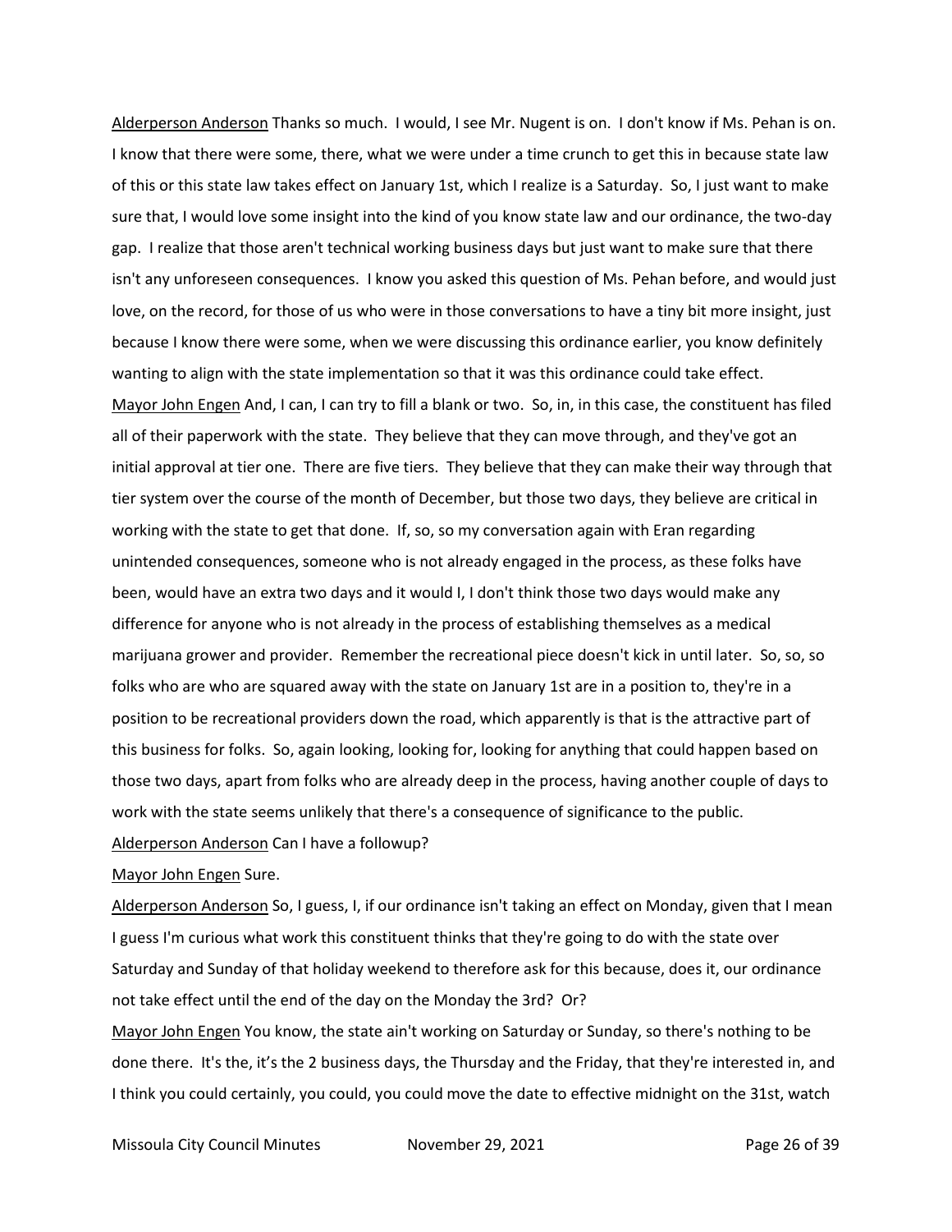Alderperson Anderson Thanks so much. I would, I see Mr. Nugent is on. I don't know if Ms. Pehan is on. I know that there were some, there, what we were under a time crunch to get this in because state law of this or this state law takes effect on January 1st, which I realize is a Saturday. So, I just want to make sure that, I would love some insight into the kind of you know state law and our ordinance, the two-day gap. I realize that those aren't technical working business days but just want to make sure that there isn't any unforeseen consequences. I know you asked this question of Ms. Pehan before, and would just love, on the record, for those of us who were in those conversations to have a tiny bit more insight, just because I know there were some, when we were discussing this ordinance earlier, you know definitely wanting to align with the state implementation so that it was this ordinance could take effect.

Mayor John Engen And, I can, I can try to fill a blank or two. So, in, in this case, the constituent has filed all of their paperwork with the state. They believe that they can move through, and they've got an initial approval at tier one. There are five tiers. They believe that they can make their way through that tier system over the course of the month of December, but those two days, they believe are critical in working with the state to get that done. If, so, so my conversation again with Eran regarding unintended consequences, someone who is not already engaged in the process, as these folks have been, would have an extra two days and it would I, I don't think those two days would make any difference for anyone who is not already in the process of establishing themselves as a medical marijuana grower and provider. Remember the recreational piece doesn't kick in until later. So, so, so folks who are who are squared away with the state on January 1st are in a position to, they're in a position to be recreational providers down the road, which apparently is that is the attractive part of this business for folks. So, again looking, looking for, looking for anything that could happen based on those two days, apart from folks who are already deep in the process, having another couple of days to work with the state seems unlikely that there's a consequence of significance to the public.

Alderperson Anderson Can I have a followup?

Mayor John Engen Sure.

Alderperson Anderson So, I guess, I, if our ordinance isn't taking an effect on Monday, given that I mean I guess I'm curious what work this constituent thinks that they're going to do with the state over Saturday and Sunday of that holiday weekend to therefore ask for this because, does it, our ordinance not take effect until the end of the day on the Monday the 3rd? Or?

Mayor John Engen You know, the state ain't working on Saturday or Sunday, so there's nothing to be done there. It's the, it's the 2 business days, the Thursday and the Friday, that they're interested in, and I think you could certainly, you could, you could move the date to effective midnight on the 31st, watch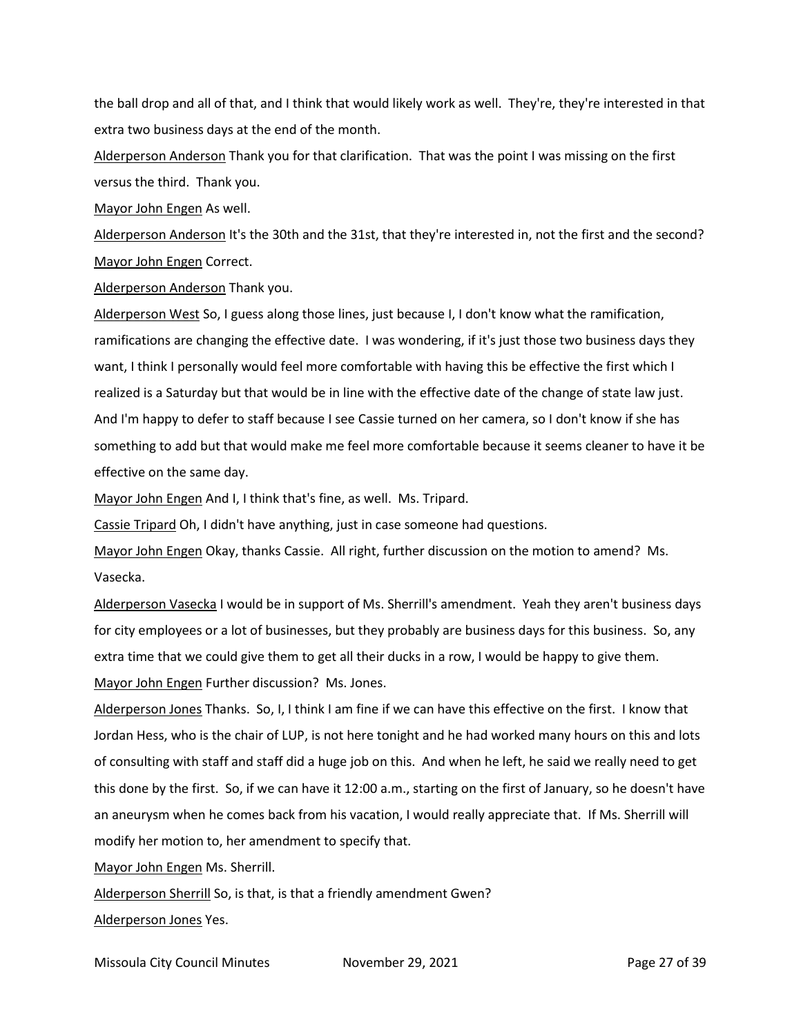the ball drop and all of that, and I think that would likely work as well. They're, they're interested in that extra two business days at the end of the month.

Alderperson Anderson Thank you for that clarification. That was the point I was missing on the first versus the third. Thank you.

Mayor John Engen As well.

Alderperson Anderson It's the 30th and the 31st, that they're interested in, not the first and the second?

Mayor John Engen Correct.

Alderperson Anderson Thank you.

Alderperson West So, I guess along those lines, just because I, I don't know what the ramification, ramifications are changing the effective date. I was wondering, if it's just those two business days they want, I think I personally would feel more comfortable with having this be effective the first which I realized is a Saturday but that would be in line with the effective date of the change of state law just. And I'm happy to defer to staff because I see Cassie turned on her camera, so I don't know if she has something to add but that would make me feel more comfortable because it seems cleaner to have it be effective on the same day.

Mayor John Engen And I, I think that's fine, as well. Ms. Tripard.

Cassie Tripard Oh, I didn't have anything, just in case someone had questions.

Mayor John Engen Okay, thanks Cassie. All right, further discussion on the motion to amend? Ms. Vasecka.

Alderperson Vasecka I would be in support of Ms. Sherrill's amendment. Yeah they aren't business days for city employees or a lot of businesses, but they probably are business days for this business. So, any extra time that we could give them to get all their ducks in a row, I would be happy to give them.

Mayor John Engen Further discussion? Ms. Jones.

Alderperson Jones Thanks. So, I, I think I am fine if we can have this effective on the first. I know that Jordan Hess, who is the chair of LUP, is not here tonight and he had worked many hours on this and lots of consulting with staff and staff did a huge job on this. And when he left, he said we really need to get this done by the first. So, if we can have it 12:00 a.m., starting on the first of January, so he doesn't have an aneurysm when he comes back from his vacation, I would really appreciate that. If Ms. Sherrill will modify her motion to, her amendment to specify that.

Mayor John Engen Ms. Sherrill.

Alderperson Sherrill So, is that, is that a friendly amendment Gwen?

Alderperson Jones Yes.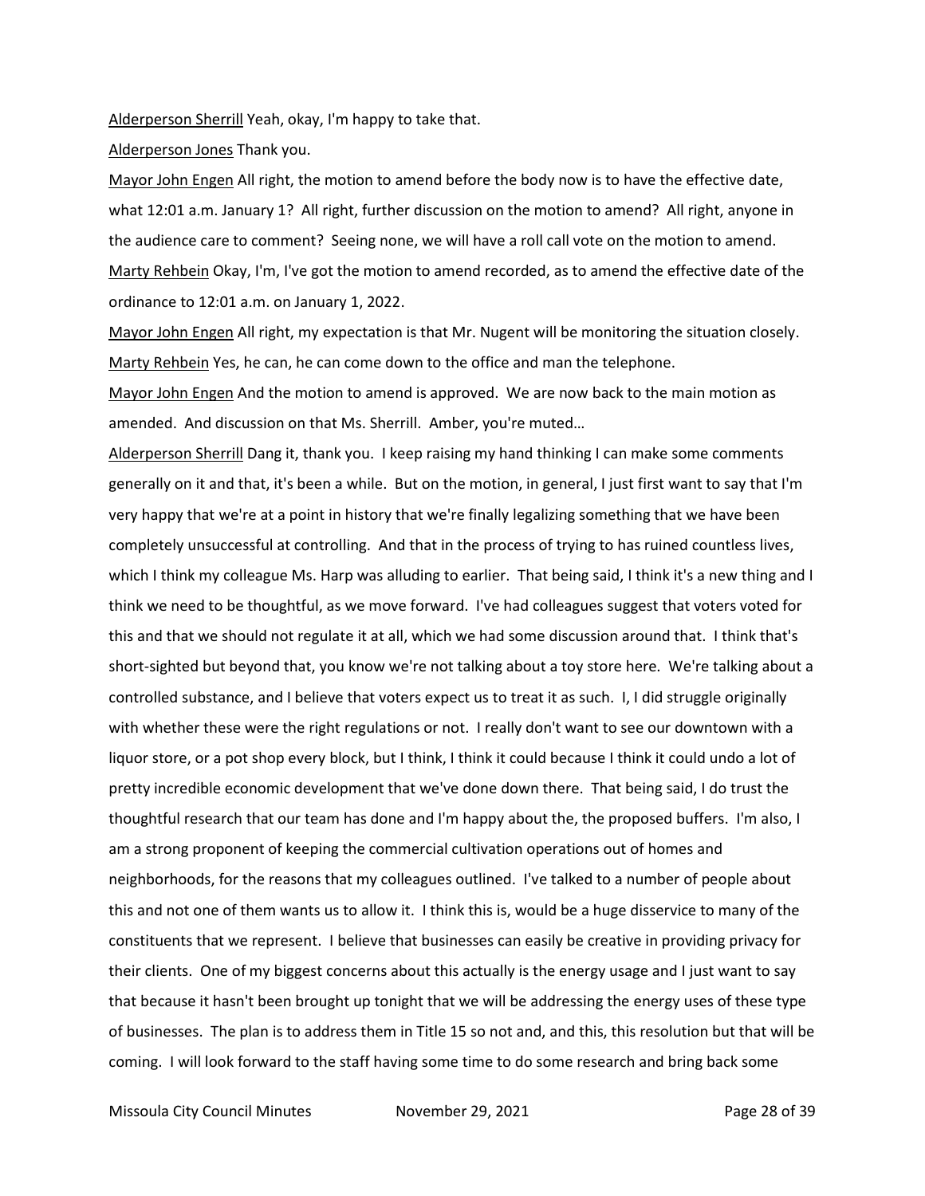Alderperson Sherrill Yeah, okay, I'm happy to take that.

Alderperson Jones Thank you.

Mayor John Engen All right, the motion to amend before the body now is to have the effective date, what 12:01 a.m. January 1? All right, further discussion on the motion to amend? All right, anyone in the audience care to comment? Seeing none, we will have a roll call vote on the motion to amend.

Marty Rehbein Okay, I'm, I've got the motion to amend recorded, as to amend the effective date of the ordinance to 12:01 a.m. on January 1, 2022.

Mayor John Engen All right, my expectation is that Mr. Nugent will be monitoring the situation closely.

Marty Rehbein Yes, he can, he can come down to the office and man the telephone.

Mayor John Engen And the motion to amend is approved. We are now back to the main motion as amended. And discussion on that Ms. Sherrill. Amber, you're muted…

Alderperson Sherrill Dang it, thank you. I keep raising my hand thinking I can make some comments generally on it and that, it's been a while. But on the motion, in general, I just first want to say that I'm very happy that we're at a point in history that we're finally legalizing something that we have been completely unsuccessful at controlling. And that in the process of trying to has ruined countless lives, which I think my colleague Ms. Harp was alluding to earlier. That being said, I think it's a new thing and I think we need to be thoughtful, as we move forward. I've had colleagues suggest that voters voted for this and that we should not regulate it at all, which we had some discussion around that. I think that's short-sighted but beyond that, you know we're not talking about a toy store here. We're talking about a controlled substance, and I believe that voters expect us to treat it as such. I, I did struggle originally with whether these were the right regulations or not. I really don't want to see our downtown with a liquor store, or a pot shop every block, but I think, I think it could because I think it could undo a lot of pretty incredible economic development that we've done down there. That being said, I do trust the thoughtful research that our team has done and I'm happy about the, the proposed buffers. I'm also, I am a strong proponent of keeping the commercial cultivation operations out of homes and neighborhoods, for the reasons that my colleagues outlined. I've talked to a number of people about this and not one of them wants us to allow it. I think this is, would be a huge disservice to many of the constituents that we represent. I believe that businesses can easily be creative in providing privacy for their clients. One of my biggest concerns about this actually is the energy usage and I just want to say that because it hasn't been brought up tonight that we will be addressing the energy uses of these type of businesses. The plan is to address them in Title 15 so not and, and this, this resolution but that will be coming. I will look forward to the staff having some time to do some research and bring back some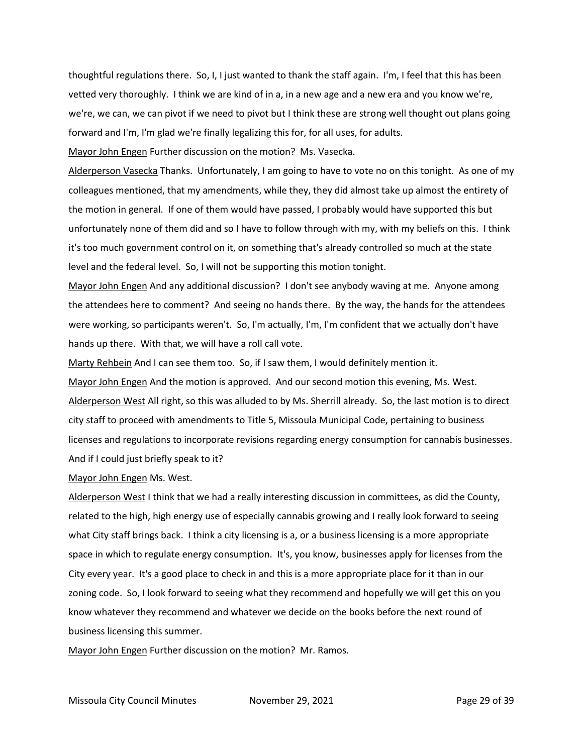thoughtful regulations there. So, I, I just wanted to thank the staff again. I'm, I feel that this has been vetted very thoroughly. I think we are kind of in a, in a new age and a new era and you know we're, we're, we can, we can pivot if we need to pivot but I think these are strong well thought out plans going forward and I'm, I'm glad we're finally legalizing this for, for all uses, for adults.

Mayor John Engen Further discussion on the motion? Ms. Vasecka.

Alderperson Vasecka Thanks. Unfortunately, I am going to have to vote no on this tonight. As one of my colleagues mentioned, that my amendments, while they, they did almost take up almost the entirety of the motion in general. If one of them would have passed, I probably would have supported this but unfortunately none of them did and so I have to follow through with my, with my beliefs on this. I think it's too much government control on it, on something that's already controlled so much at the state level and the federal level. So, I will not be supporting this motion tonight.

Mayor John Engen And any additional discussion? I don't see anybody waving at me. Anyone among the attendees here to comment? And seeing no hands there. By the way, the hands for the attendees were working, so participants weren't. So, I'm actually, I'm, I'm confident that we actually don't have hands up there. With that, we will have a roll call vote.

Marty Rehbein And I can see them too. So, if I saw them, I would definitely mention it.

Mayor John Engen And the motion is approved. And our second motion this evening, Ms. West.

Alderperson West All right, so this was alluded to by Ms. Sherrill already. So, the last motion is to direct city staff to proceed with amendments to Title 5, Missoula Municipal Code, pertaining to business licenses and regulations to incorporate revisions regarding energy consumption for cannabis businesses. And if I could just briefly speak to it?

Mayor John Engen Ms. West.

Alderperson West I think that we had a really interesting discussion in committees, as did the County, related to the high, high energy use of especially cannabis growing and I really look forward to seeing what City staff brings back. I think a city licensing is a, or a business licensing is a more appropriate space in which to regulate energy consumption. It's, you know, businesses apply for licenses from the City every year. It's a good place to check in and this is a more appropriate place for it than in our zoning code. So, I look forward to seeing what they recommend and hopefully we will get this on you know whatever they recommend and whatever we decide on the books before the next round of business licensing this summer.

Mayor John Engen Further discussion on the motion? Mr. Ramos.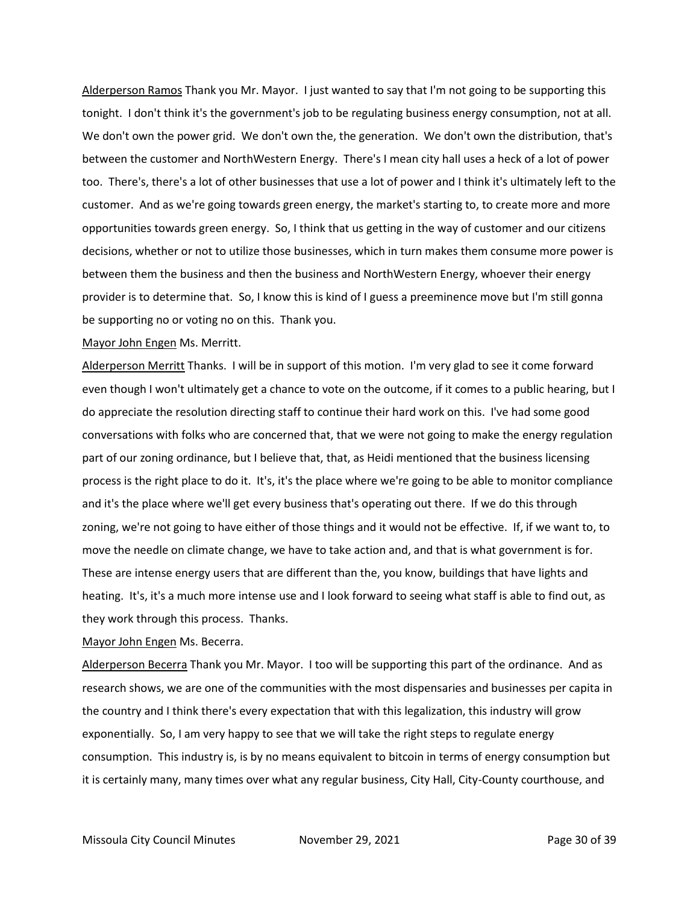Alderperson Ramos Thank you Mr. Mayor. I just wanted to say that I'm not going to be supporting this tonight. I don't think it's the government's job to be regulating business energy consumption, not at all. We don't own the power grid. We don't own the, the generation. We don't own the distribution, that's between the customer and NorthWestern Energy. There's I mean city hall uses a heck of a lot of power too. There's, there's a lot of other businesses that use a lot of power and I think it's ultimately left to the customer. And as we're going towards green energy, the market's starting to, to create more and more opportunities towards green energy. So, I think that us getting in the way of customer and our citizens decisions, whether or not to utilize those businesses, which in turn makes them consume more power is between them the business and then the business and NorthWestern Energy, whoever their energy provider is to determine that. So, I know this is kind of I guess a preeminence move but I'm still gonna be supporting no or voting no on this. Thank you.

Mayor John Engen Ms. Merritt.

Alderperson Merritt Thanks. I will be in support of this motion. I'm very glad to see it come forward even though I won't ultimately get a chance to vote on the outcome, if it comes to a public hearing, but I do appreciate the resolution directing staff to continue their hard work on this. I've had some good conversations with folks who are concerned that, that we were not going to make the energy regulation part of our zoning ordinance, but I believe that, that, as Heidi mentioned that the business licensing process is the right place to do it. It's, it's the place where we're going to be able to monitor compliance and it's the place where we'll get every business that's operating out there. If we do this through zoning, we're not going to have either of those things and it would not be effective. If, if we want to, to move the needle on climate change, we have to take action and, and that is what government is for. These are intense energy users that are different than the, you know, buildings that have lights and heating. It's, it's a much more intense use and I look forward to seeing what staff is able to find out, as they work through this process. Thanks.

Mayor John Engen Ms. Becerra.

Alderperson Becerra Thank you Mr. Mayor. I too will be supporting this part of the ordinance. And as research shows, we are one of the communities with the most dispensaries and businesses per capita in the country and I think there's every expectation that with this legalization, this industry will grow exponentially. So, I am very happy to see that we will take the right steps to regulate energy consumption. This industry is, is by no means equivalent to bitcoin in terms of energy consumption but it is certainly many, many times over what any regular business, City Hall, City-County courthouse, and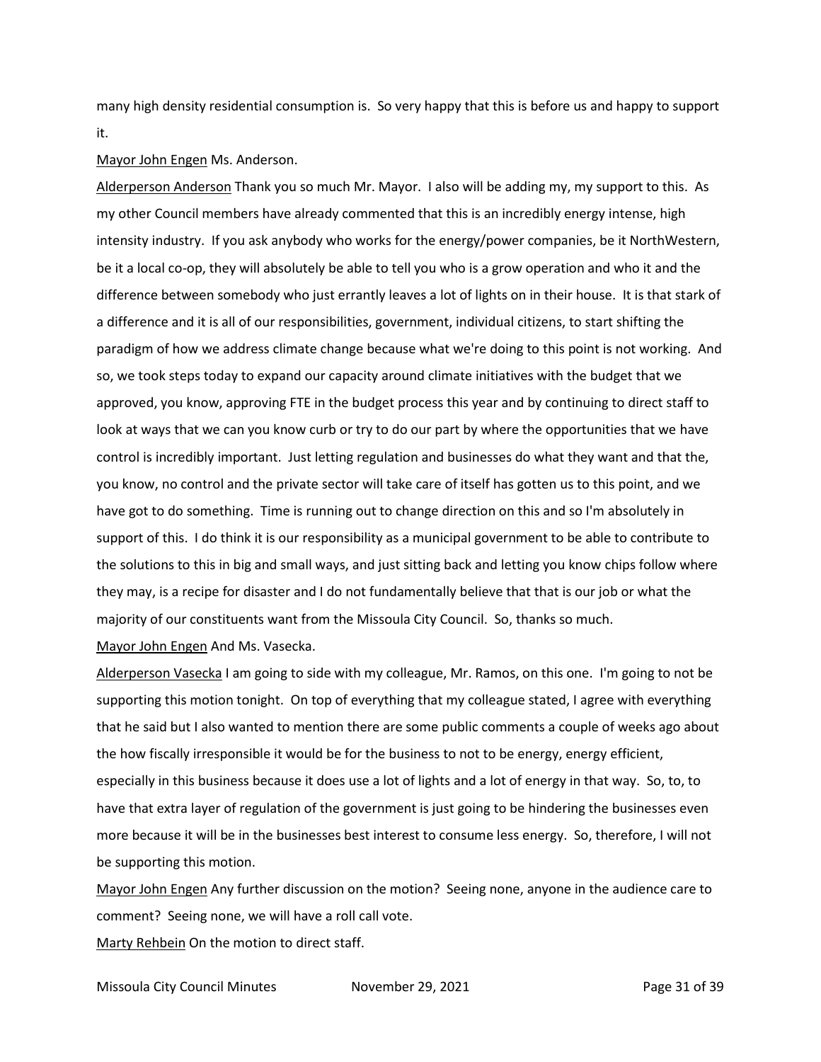many high density residential consumption is. So very happy that this is before us and happy to support it.

Mayor John Engen Ms. Anderson.

Alderperson Anderson Thank you so much Mr. Mayor. I also will be adding my, my support to this. As my other Council members have already commented that this is an incredibly energy intense, high intensity industry. If you ask anybody who works for the energy/power companies, be it NorthWestern, be it a local co-op, they will absolutely be able to tell you who is a grow operation and who it and the difference between somebody who just errantly leaves a lot of lights on in their house. It is that stark of a difference and it is all of our responsibilities, government, individual citizens, to start shifting the paradigm of how we address climate change because what we're doing to this point is not working. And so, we took steps today to expand our capacity around climate initiatives with the budget that we approved, you know, approving FTE in the budget process this year and by continuing to direct staff to look at ways that we can you know curb or try to do our part by where the opportunities that we have control is incredibly important. Just letting regulation and businesses do what they want and that the, you know, no control and the private sector will take care of itself has gotten us to this point, and we have got to do something. Time is running out to change direction on this and so I'm absolutely in support of this. I do think it is our responsibility as a municipal government to be able to contribute to the solutions to this in big and small ways, and just sitting back and letting you know chips follow where they may, is a recipe for disaster and I do not fundamentally believe that that is our job or what the majority of our constituents want from the Missoula City Council. So, thanks so much.

Mayor John Engen And Ms. Vasecka.

Alderperson Vasecka I am going to side with my colleague, Mr. Ramos, on this one. I'm going to not be supporting this motion tonight. On top of everything that my colleague stated, I agree with everything that he said but I also wanted to mention there are some public comments a couple of weeks ago about the how fiscally irresponsible it would be for the business to not to be energy, energy efficient, especially in this business because it does use a lot of lights and a lot of energy in that way. So, to, to have that extra layer of regulation of the government is just going to be hindering the businesses even more because it will be in the businesses best interest to consume less energy. So, therefore, I will not be supporting this motion.

Mayor John Engen Any further discussion on the motion? Seeing none, anyone in the audience care to comment? Seeing none, we will have a roll call vote.

Marty Rehbein On the motion to direct staff.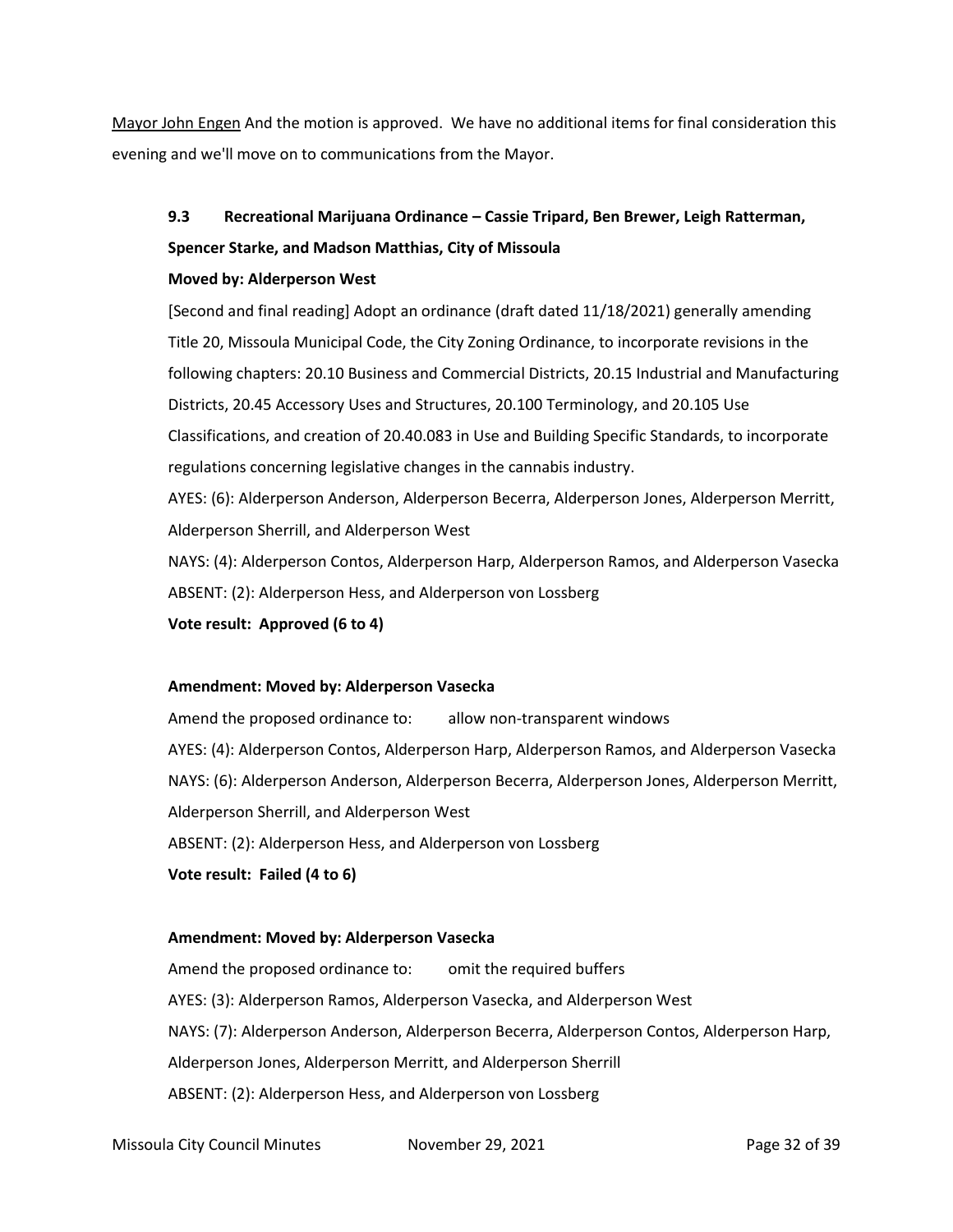Mayor John Engen And the motion is approved. We have no additional items for final consideration this evening and we'll move on to communications from the Mayor.

### 9.3 Recreational Marijuana Ordinance – Cassie Tripard, Ben Brewer, Leigh Ratterman, Spencer Starke, and Madson Matthias, City of Missoula

**Moved by: Alderperson West**

[Second and final reading] Adopt an ordinance (draft dated 11/18/2021) generally amending Title 20, Missoula Municipal Code, the City Zoning Ordinance, to incorporate revisions in the following chapters: 20.10 Business and Commercial Districts, 20.15 Industrial and Manufacturing Districts, 20.45 Accessory Uses and Structures, 20.100 Terminology, and 20.105 Use Classifications, and creation of 20.40.083 in Use and Building Specific Standards, to incorporate regulations concerning legislative changes in the cannabis industry.

AYES: (6): Alderperson Anderson, Alderperson Becerra, Alderperson Jones, Alderperson Merritt, Alderperson Sherrill, and Alderperson West

NAYS: (4): Alderperson Contos, Alderperson Harp, Alderperson Ramos, and Alderperson Vasecka

ABSENT: (2): Alderperson Hess, and Alderperson von Lossberg

**Vote result: Approved (6 to 4)**

**Amendment: Moved by: Alderperson Vasecka**

Amend the proposed ordinance to: allow non-transparent windows

AYES: (4): Alderperson Contos, Alderperson Harp, Alderperson Ramos, and Alderperson Vasecka

NAYS: (6): Alderperson Anderson, Alderperson Becerra, Alderperson Jones, Alderperson Merritt, Alderperson Sherrill, and Alderperson West

ABSENT: (2): Alderperson Hess, and Alderperson von Lossberg

**Vote result: Failed (4 to 6)**

**Amendment: Moved by: Alderperson Vasecka**

Amend the proposed ordinance to: omit the required buffers

AYES: (3): Alderperson Ramos, Alderperson Vasecka, and Alderperson West

NAYS: (7): Alderperson Anderson, Alderperson Becerra, Alderperson Contos, Alderperson Harp, Alderperson Jones, Alderperson Merritt, and Alderperson Sherrill

ABSENT: (2): Alderperson Hess, and Alderperson von Lossberg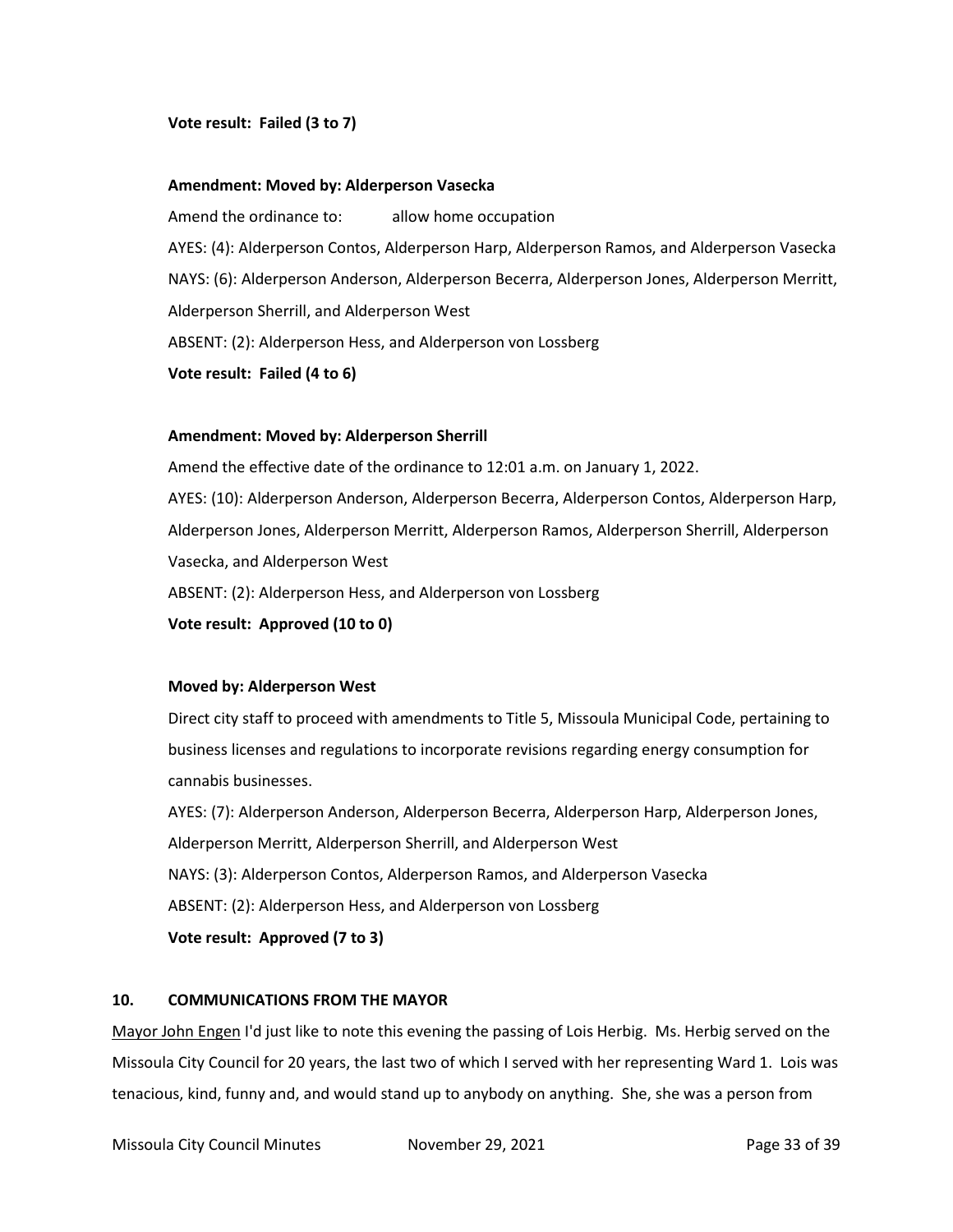**Vote result: Failed (3 to 7)**

**Amendment: Moved by: Alderperson Vasecka**

Amend the ordinance to: allow home occupation

AYES: (4): Alderperson Contos, Alderperson Harp, Alderperson Ramos, and Alderperson Vasecka

NAYS: (6): Alderperson Anderson, Alderperson Becerra, Alderperson Jones, Alderperson Merritt, Alderperson Sherrill, and Alderperson West

ABSENT: (2): Alderperson Hess, and Alderperson von Lossberg

**Vote result: Failed (4 to 6)**

**Amendment: Moved by: Alderperson Sherrill**

Amend the effective date of the ordinance to 12:01 a.m. on January 1, 2022.

AYES: (10): Alderperson Anderson, Alderperson Becerra, Alderperson Contos, Alderperson Harp, Alderperson Jones, Alderperson Merritt, Alderperson Ramos, Alderperson Sherrill, Alderperson Vasecka, and Alderperson West

ABSENT: (2): Alderperson Hess, and Alderperson von Lossberg

**Vote result: Approved (10 to 0)**

**Moved by: Alderperson West**

Direct city staff to proceed with amendments to Title 5, Missoula Municipal Code, pertaining to business licenses and regulations to incorporate revisions regarding energy consumption for cannabis businesses.

AYES: (7): Alderperson Anderson, Alderperson Becerra, Alderperson Harp, Alderperson Jones, Alderperson Merritt, Alderperson Sherrill, and Alderperson West

NAYS: (3): Alderperson Contos, Alderperson Ramos, and Alderperson Vasecka

ABSENT: (2): Alderperson Hess, and Alderperson von Lossberg

**Vote result: Approved (7 to 3)**

## 10. COMMUNICATIONS FROM THE MAYOR

Mayor John Engen I'd just like to note this evening the passing of Lois Herbig. Ms. Herbig served on the Missoula City Council for 20 years, the last two of which I served with her representing Ward 1. Lois was tenacious, kind, funny and, and would stand up to anybody on anything. She, she was a person from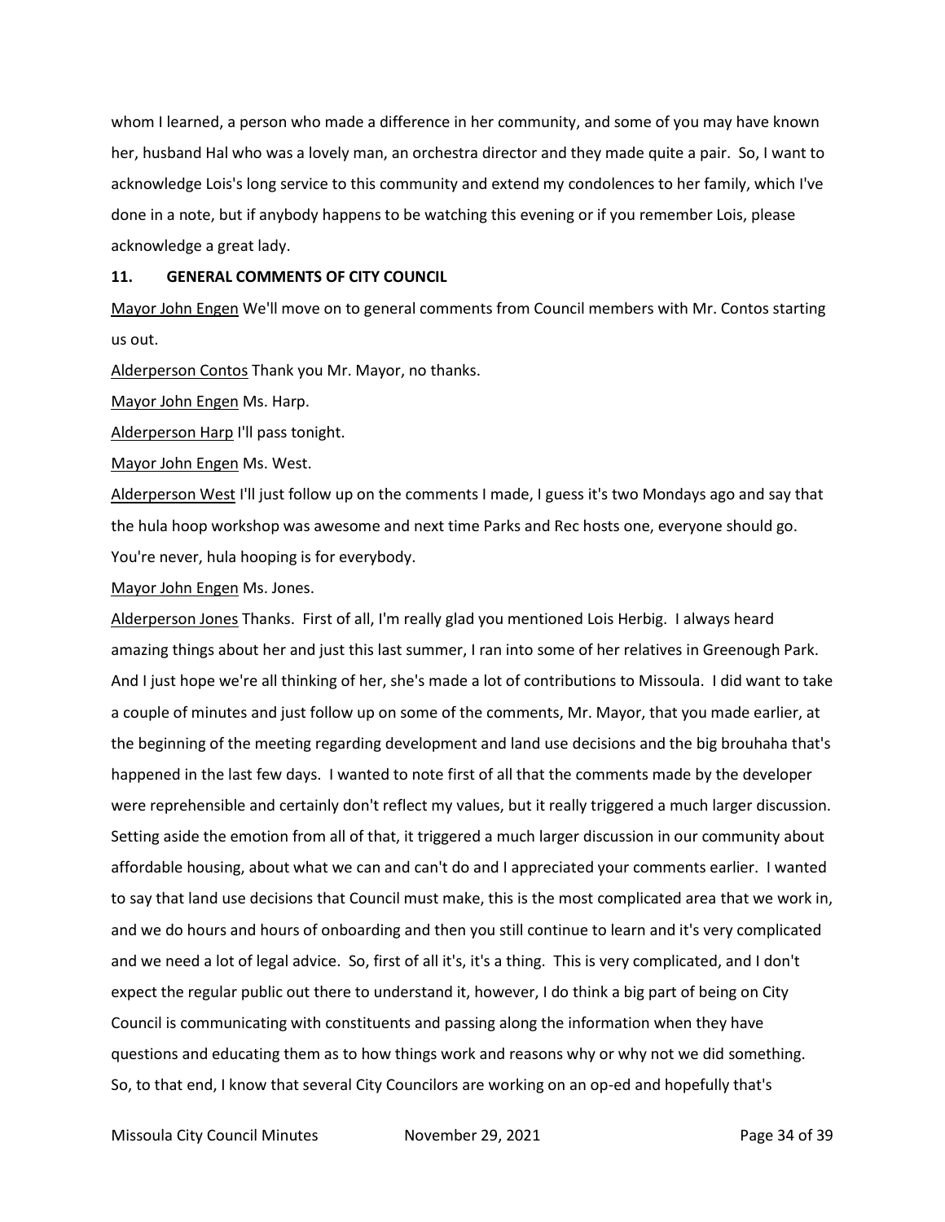whom I learned, a person who made a difference in her community, and some of you may have known her, husband Hal who was a lovely man, an orchestra director and they made quite a pair. So, I want to acknowledge Lois's long service to this community and extend my condolences to her family, which I've done in a note, but if anybody happens to be watching this evening or if you remember Lois, please acknowledge a great lady.

## 11. GENERAL COMMENTS OF CITY COUNCIL

Mayor John Engen We'll move on to general comments from Council members with Mr. Contos starting us out.

Alderperson Contos Thank you Mr. Mayor, no thanks.

Mayor John Engen Ms. Harp.

Alderperson Harp I'll pass tonight.

Mayor John Engen Ms. West.

Alderperson West I'll just follow up on the comments I made, I guess it's two Mondays ago and say that the hula hoop workshop was awesome and next time Parks and Rec hosts one, everyone should go. You're never, hula hooping is for everybody.

Mayor John Engen Ms. Jones.

Alderperson Jones Thanks. First of all, I'm really glad you mentioned Lois Herbig. I always heard amazing things about her and just this last summer, I ran into some of her relatives in Greenough Park. And I just hope we're all thinking of her, she's made a lot of contributions to Missoula. I did want to take a couple of minutes and just follow up on some of the comments, Mr. Mayor, that you made earlier, at the beginning of the meeting regarding development and land use decisions and the big brouhaha that's happened in the last few days. I wanted to note first of all that the comments made by the developer were reprehensible and certainly don't reflect my values, but it really triggered a much larger discussion. Setting aside the emotion from all of that, it triggered a much larger discussion in our community about affordable housing, about what we can and can't do and I appreciated your comments earlier. I wanted to say that land use decisions that Council must make, this is the most complicated area that we work in, and we do hours and hours of onboarding and then you still continue to learn and it's very complicated and we need a lot of legal advice. So, first of all it's, it's a thing. This is very complicated, and I don't expect the regular public out there to understand it, however, I do think a big part of being on City Council is communicating with constituents and passing along the information when they have questions and educating them as to how things work and reasons why or why not we did something. So, to that end, I know that several City Councilors are working on an op-ed and hopefully that's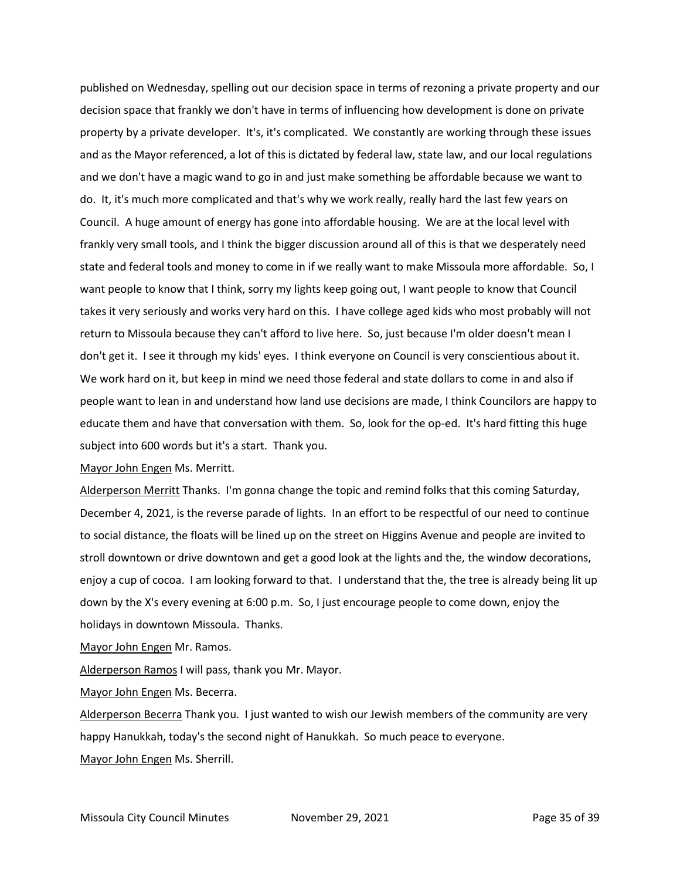published on Wednesday, spelling out our decision space in terms of rezoning a private property and our decision space that frankly we don't have in terms of influencing how development is done on private property by a private developer. It's, it's complicated. We constantly are working through these issues and as the Mayor referenced, a lot of this is dictated by federal law, state law, and our local regulations and we don't have a magic wand to go in and just make something be affordable because we want to do. It, it's much more complicated and that's why we work really, really hard the last few years on Council. A huge amount of energy has gone into affordable housing. We are at the local level with frankly very small tools, and I think the bigger discussion around all of this is that we desperately need state and federal tools and money to come in if we really want to make Missoula more affordable. So, I want people to know that I think, sorry my lights keep going out, I want people to know that Council takes it very seriously and works very hard on this. I have college aged kids who most probably will not return to Missoula because they can't afford to live here. So, just because I'm older doesn't mean I don't get it. I see it through my kids' eyes. I think everyone on Council is very conscientious about it. We work hard on it, but keep in mind we need those federal and state dollars to come in and also if people want to lean in and understand how land use decisions are made, I think Councilors are happy to educate them and have that conversation with them. So, look for the op-ed. It's hard fitting this huge subject into 600 words but it's a start. Thank you.

Mayor John Engen Ms. Merritt.

Alderperson Merritt Thanks. I'm gonna change the topic and remind folks that this coming Saturday, December 4, 2021, is the reverse parade of lights. In an effort to be respectful of our need to continue to social distance, the floats will be lined up on the street on Higgins Avenue and people are invited to stroll downtown or drive downtown and get a good look at the lights and the, the window decorations, enjoy a cup of cocoa. I am looking forward to that. I understand that the, the tree is already being lit up down by the X's every evening at 6:00 p.m. So, I just encourage people to come down, enjoy the holidays in downtown Missoula. Thanks.

Mayor John Engen Mr. Ramos.

Alderperson Ramos I will pass, thank you Mr. Mayor.

Mayor John Engen Ms. Becerra.

Alderperson Becerra Thank you. I just wanted to wish our Jewish members of the community are very happy Hanukkah, today's the second night of Hanukkah. So much peace to everyone.

Mayor John Engen Ms. Sherrill.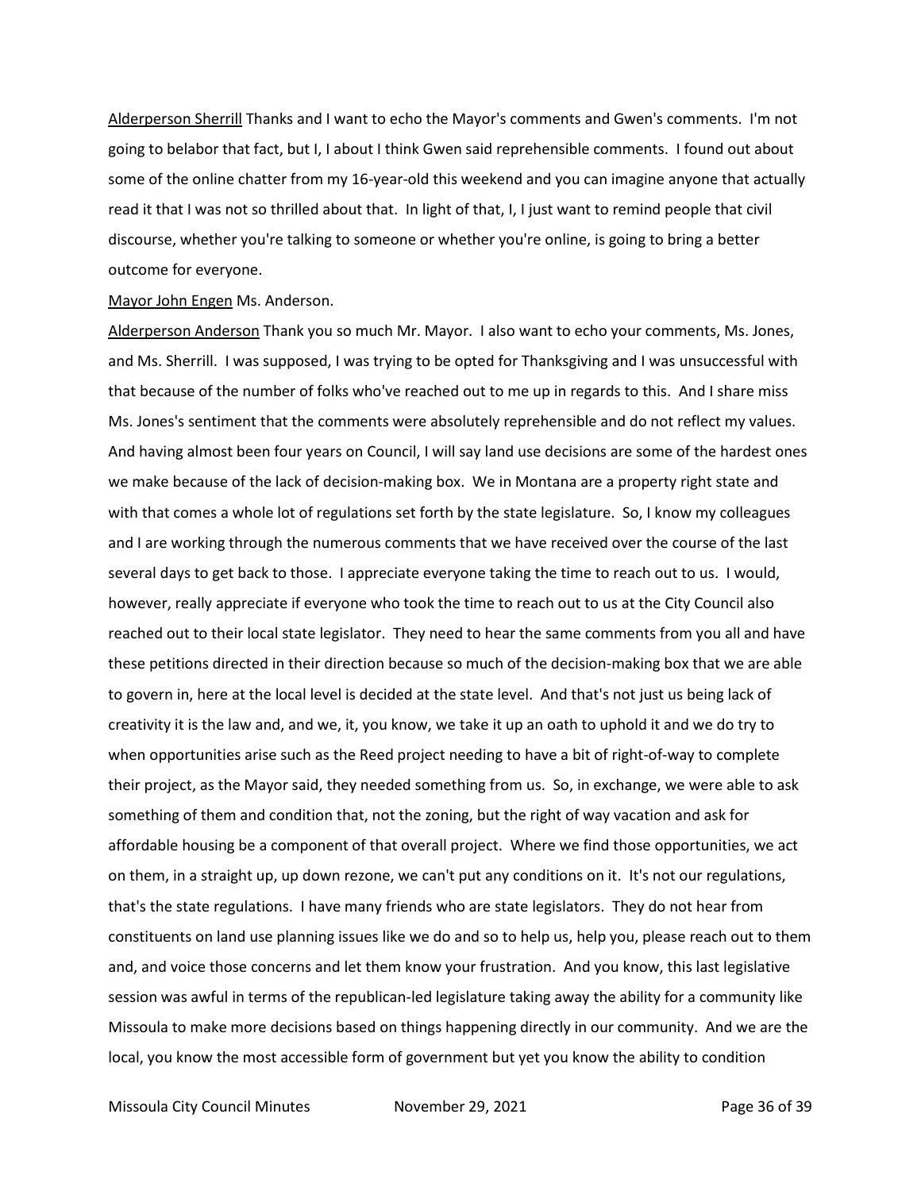Alderperson Sherrill Thanks and I want to echo the Mayor's comments and Gwen's comments. I'm not going to belabor that fact, but I, I about I think Gwen said reprehensible comments. I found out about some of the online chatter from my 16-year-old this weekend and you can imagine anyone that actually read it that I was not so thrilled about that. In light of that, I, I just want to remind people that civil discourse, whether you're talking to someone or whether you're online, is going to bring a better outcome for everyone.

Mayor John Engen Ms. Anderson.

Alderperson Anderson Thank you so much Mr. Mayor. I also want to echo your comments, Ms. Jones, and Ms. Sherrill. I was supposed, I was trying to be opted for Thanksgiving and I was unsuccessful with that because of the number of folks who've reached out to me up in regards to this. And I share miss Ms. Jones's sentiment that the comments were absolutely reprehensible and do not reflect my values. And having almost been four years on Council, I will say land use decisions are some of the hardest ones we make because of the lack of decision-making box. We in Montana are a property right state and with that comes a whole lot of regulations set forth by the state legislature. So, I know my colleagues and I are working through the numerous comments that we have received over the course of the last several days to get back to those. I appreciate everyone taking the time to reach out to us. I would, however, really appreciate if everyone who took the time to reach out to us at the City Council also reached out to their local state legislator. They need to hear the same comments from you all and have these petitions directed in their direction because so much of the decision-making box that we are able to govern in, here at the local level is decided at the state level. And that's not just us being lack of creativity it is the law and, and we, it, you know, we take it up an oath to uphold it and we do try to when opportunities arise such as the Reed project needing to have a bit of right-of-way to complete their project, as the Mayor said, they needed something from us. So, in exchange, we were able to ask something of them and condition that, not the zoning, but the right of way vacation and ask for affordable housing be a component of that overall project. Where we find those opportunities, we act on them, in a straight up, up down rezone, we can't put any conditions on it. It's not our regulations, that's the state regulations. I have many friends who are state legislators. They do not hear from constituents on land use planning issues like we do and so to help us, help you, please reach out to them and, and voice those concerns and let them know your frustration. And you know, this last legislative session was awful in terms of the republican-led legislature taking away the ability for a community like Missoula to make more decisions based on things happening directly in our community. And we are the local, you know the most accessible form of government but yet you know the ability to condition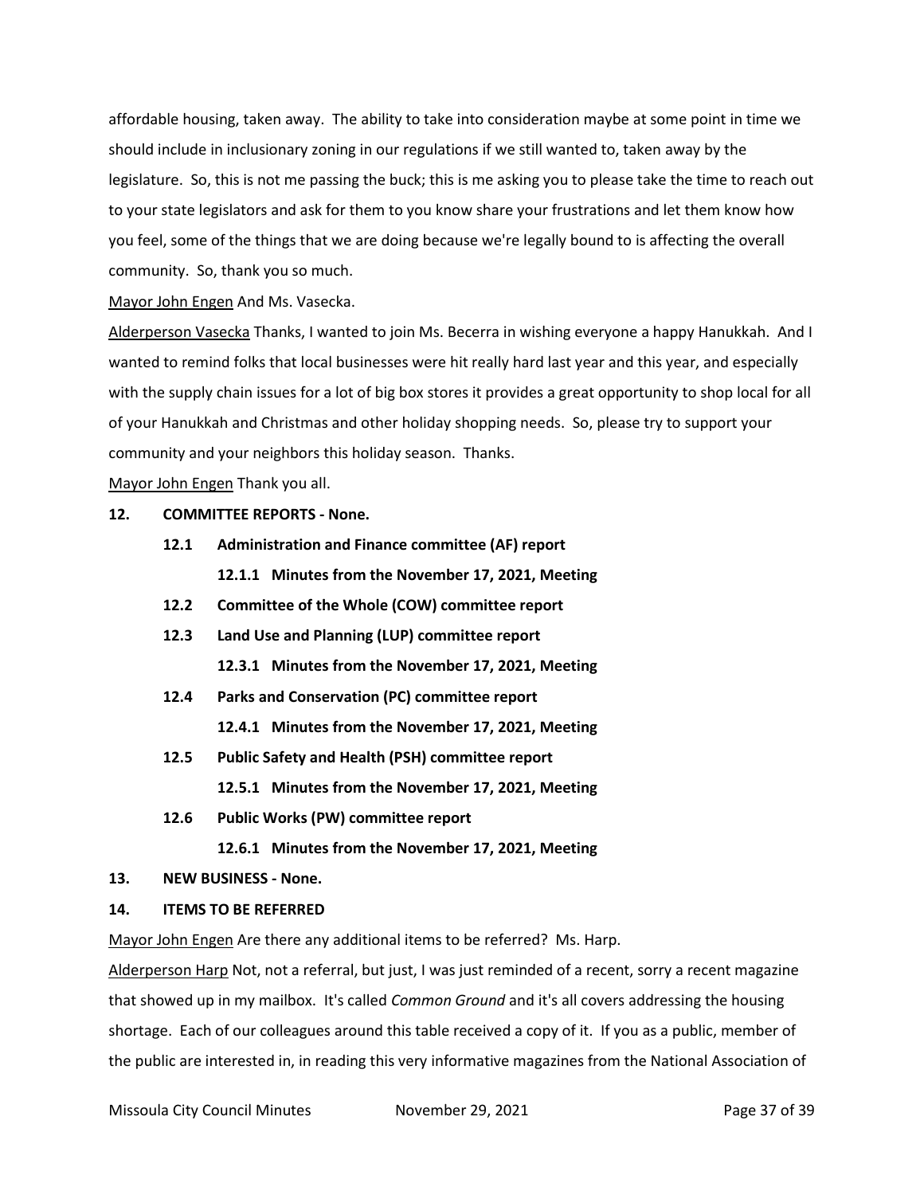affordable housing, taken away. The ability to take into consideration maybe at some point in time we should include in inclusionary zoning in our regulations if we still wanted to, taken away by the legislature. So, this is not me passing the buck; this is me asking you to please take the time to reach out to your state legislators and ask for them to you know share your frustrations and let them know how you feel, some of the things that we are doing because we're legally bound to is affecting the overall community. So, thank you so much.

Mayor John Engen And Ms. Vasecka.

Alderperson Vasecka Thanks, I wanted to join Ms. Becerra in wishing everyone a happy Hanukkah. And I wanted to remind folks that local businesses were hit really hard last year and this year, and especially with the supply chain issues for a lot of big box stores it provides a great opportunity to shop local for all of your Hanukkah and Christmas and other holiday shopping needs. So, please try to support your community and your neighbors this holiday season. Thanks.

Mayor John Engen Thank you all.

**12. COMMITTEE REPORTS - None.**

- **12.1 Administration and Finance committee (AF) report**
  - **12.1.1 Minutes from the November 17, 2021, Meeting**
- **12.2 Committee of the Whole (COW) committee report**
- **12.3 Land Use and Planning (LUP) committee report**
  - **12.3.1 Minutes from the November 17, 2021, Meeting**
- **12.4 Parks and Conservation (PC) committee report**
  - **12.4.1 Minutes from the November 17, 2021, Meeting**
- **12.5 Public Safety and Health (PSH) committee report**
  - **12.5.1 Minutes from the November 17, 2021, Meeting**
- **12.6 Public Works (PW) committee report**
  - **12.6.1 Minutes from the November 17, 2021, Meeting**

**13. NEW BUSINESS - None.**

**14. ITEMS TO BE REFERRED**

Mayor John Engen Are there any additional items to be referred? Ms. Harp.

Alderperson Harp Not, not a referral, but just, I was just reminded of a recent, sorry a recent magazine that showed up in my mailbox. It's called *Common Ground* and it's all covers addressing the housing shortage. Each of our colleagues around this table received a copy of it. If you as a public, member of the public are interested in, in reading this very informative magazines from the National Association of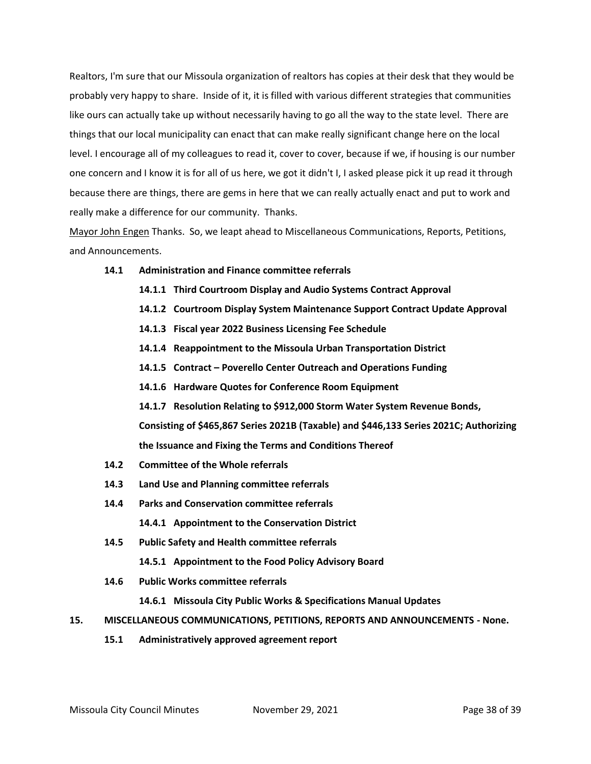Realtors, I'm sure that our Missoula organization of realtors has copies at their desk that they would be probably very happy to share. Inside of it, it is filled with various different strategies that communities like ours can actually take up without necessarily having to go all the way to the state level. There are things that our local municipality can enact that can make really significant change here on the local level. I encourage all of my colleagues to read it, cover to cover, because if we, if housing is our number one concern and I know it is for all of us here, we got it didn't I, I asked please pick it up read it through because there are things, there are gems in here that we can really actually enact and put to work and really make a difference for our community. Thanks.

Mayor John Engen Thanks. So, we leapt ahead to Miscellaneous Communications, Reports, Petitions, and Announcements.

**14.1 Administration and Finance committee referrals**

**14.1.1 Third Courtroom Display and Audio Systems Contract Approval**

**14.1.2 Courtroom Display System Maintenance Support Contract Update Approval**

**14.1.3 Fiscal year 2022 Business Licensing Fee Schedule**

**14.1.4 Reappointment to the Missoula Urban Transportation District**

**14.1.5 Contract – Poverello Center Outreach and Operations Funding**

**14.1.6 Hardware Quotes for Conference Room Equipment**

**14.1.7 Resolution Relating to $912,000 Storm Water System Revenue Bonds, Consisting of $465,867 Series 2021B (Taxable) and $446,133 Series 2021C; Authorizing the Issuance and Fixing the Terms and Conditions Thereof**

**14.2 Committee of the Whole referrals**

**14.3 Land Use and Planning committee referrals**

**14.4 Parks and Conservation committee referrals**

**14.4.1 Appointment to the Conservation District**

**14.5 Public Safety and Health committee referrals**

**14.5.1 Appointment to the Food Policy Advisory Board**

**14.6 Public Works committee referrals**

**14.6.1 Missoula City Public Works & Specifications Manual Updates**

**15. MISCELLANEOUS COMMUNICATIONS, PETITIONS, REPORTS AND ANNOUNCEMENTS - None.**

**15.1 Administratively approved agreement report**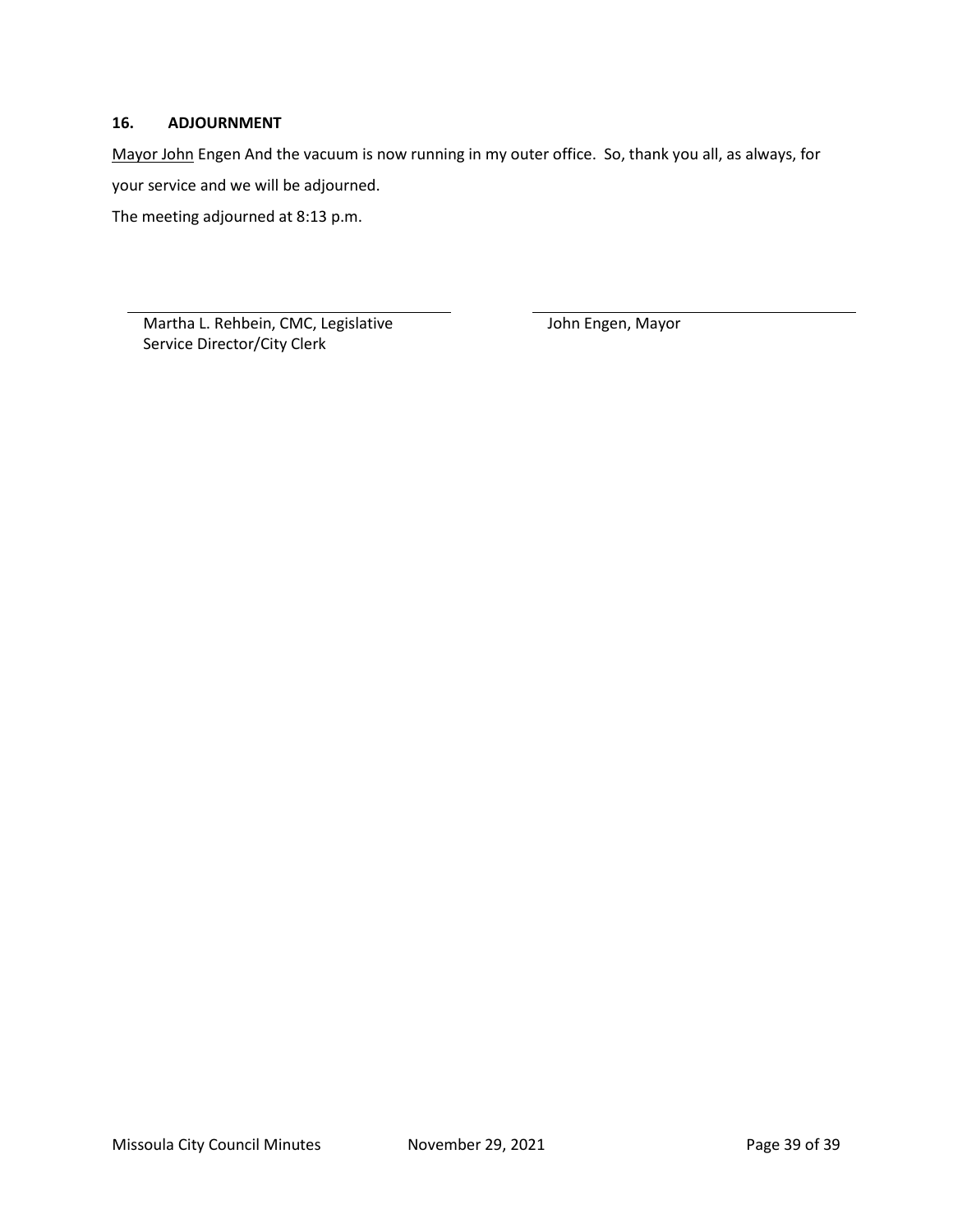### 16. ADJOURNMENT

Mayor John Engen And the vacuum is now running in my outer office. So, thank you all, as always, for your service and we will be adjourned.

The meeting adjourned at 8:13 p.m.

Martha L. Rehbein, CMC, Legislative Service Director/City Clerk

John Engen, Mayor